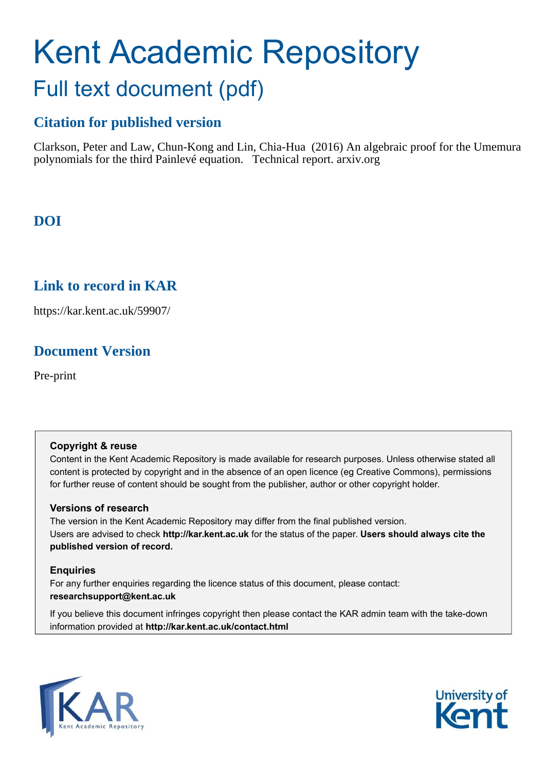# Kent Academic Repository

## Full text document (pdf)

### Citation for published version

Clarkson, Peter and Law, Chun-Kong and Lin, Chia-Hua (2016) An algebraic proof for the Umemura polynomials for the third Painlevé equation. Technical report. arxiv.org

### DOI

### Link to record in KAR

https://kar.kent.ac.uk/59907/

### Document Version

Pre-print

**Copyright & reuse**

Content in the Kent Academic Repository is made available for research purposes. Unless otherwise stated all content is protected by copyright and in the absence of an open licence (eg Creative Commons), permissions for further reuse of content should be sought from the publisher, author or other copyright holder.

**Versions of research**

The version in the Kent Academic Repository may differ from the final published version. Users are advised to check **http://kar.kent.ac.uk** for the status of the paper. **Users should always cite the published version of record.**

**Enquiries**

For any further enquiries regarding the licence status of this document, please contact: **researchsupport@kent.ac.uk**

If you believe this document infringes copyright then please contact the KAR admin team with the take-down information provided at **http://kar.kent.ac.uk/contact.html**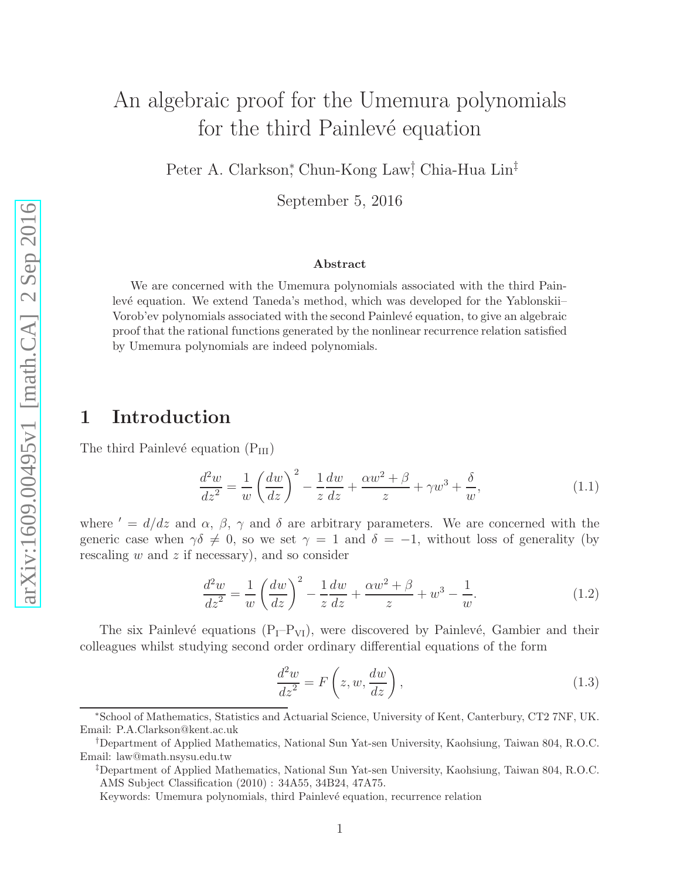# An algebraic proof for the Umemura polynomials for the third Painlevé equation

Peter A. Clarkson[*], Chun-Kong Law[†], Chia-Hua Lin[‡]

September 5, 2016

arXiv:1609.00495v1 [math.CA] 2 Sep 2016

### Abstract

We are concerned with the Umemura polynomials associated with the third Painlevé equation. We extend Taneda's method, which was developed for the Yablonskii–Vorob'ev polynomials associated with the second Painlevé equation, to give an algebraic proof that the rational functions generated by the nonlinear recurrence relation satisfied by Umemura polynomials are indeed polynomials.

## 1 Introduction

The third Painlevé equation ($\mathrm{P_{III}}$)

$$\frac{d^2w}{dz^2} = \frac{1}{w}\left(\frac{dw}{dz}\right)^2 - \frac{1}{z}\frac{dw}{dz} + \frac{\alpha w^2 + \beta}{z} + \gamma w^3 + \frac{\delta}{w}, \tag{1.1}$$

where $' = d/dz$ and $\alpha$, $\beta$, $\gamma$ and $\delta$ are arbitrary parameters. We are concerned with the generic case when $\gamma\delta \neq 0$, so we set $\gamma = 1$ and $\delta = -1$, without loss of generality (by rescaling $w$ and $z$ if necessary), and so consider

$$\frac{d^2w}{dz^2} = \frac{1}{w}\left(\frac{dw}{dz}\right)^2 - \frac{1}{z}\frac{dw}{dz} + \frac{\alpha w^2 + \beta}{z} + w^3 - \frac{1}{w}. \tag{1.2}$$

The six Painlevé equations ($\mathrm{P_I}$–$\mathrm{P_{VI}}$), were discovered by Painlevé, Gambier and their colleagues whilst studying second order ordinary differential equations of the form

$$\frac{d^2w}{dz^2} = F\left(z, w, \frac{dw}{dz}\right), \tag{1.3}$$

---

[*] School of Mathematics, Statistics and Actuarial Science, University of Kent, Canterbury, CT2 7NF, UK. Email: P.A.Clarkson@kent.ac.uk

[†] Department of Applied Mathematics, National Sun Yat-sen University, Kaohsiung, Taiwan 804, R.O.C. Email: law@math.nsysu.edu.tw

[‡] Department of Applied Mathematics, National Sun Yat-sen University, Kaohsiung, Taiwan 804, R.O.C. AMS Subject Classification (2010) : 34A55, 34B24, 47A75.

Keywords: Umemura polynomials, third Painlevé equation, recurrence relation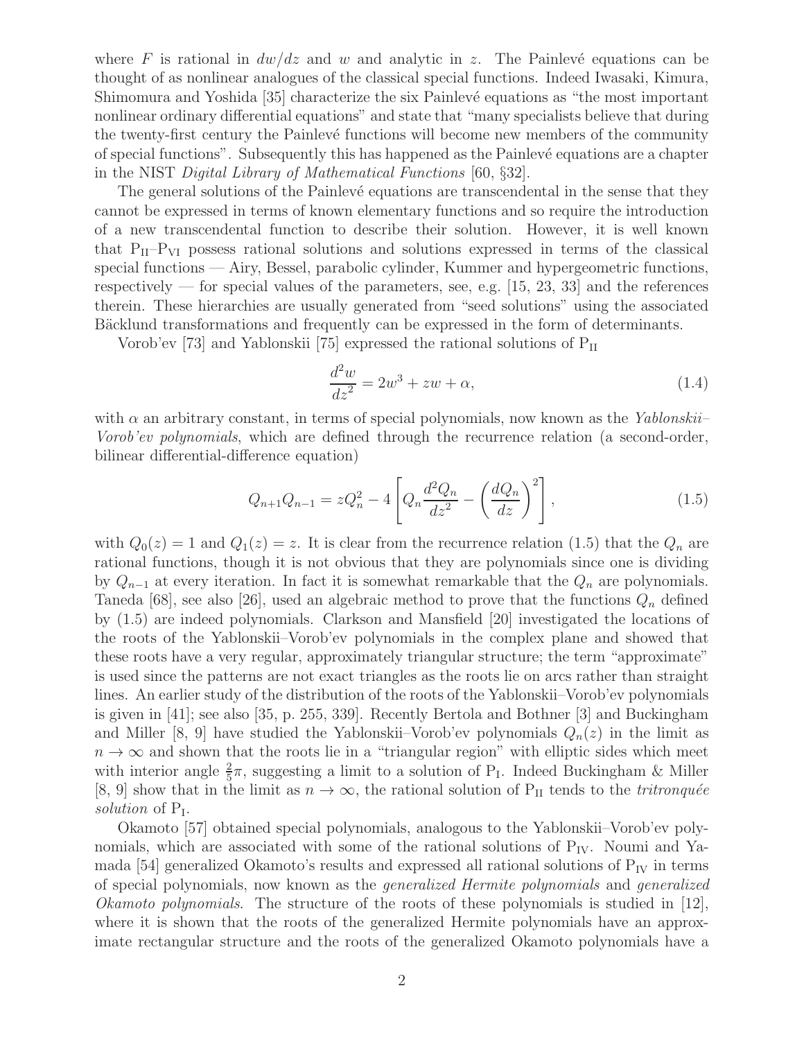where $F$ is rational in $dw/dz$ and $w$ and analytic in $z$. The Painlevé equations can be thought of as nonlinear analogues of the classical special functions. Indeed Iwasaki, Kimura, Shimomura and Yoshida [35] characterize the six Painlevé equations as "the most important nonlinear ordinary differential equations" and state that "many specialists believe that during the twenty-first century the Painlevé functions will become new members of the community of special functions". Subsequently this has happened as the Painlevé equations are a chapter in the NIST *Digital Library of Mathematical Functions* [60, §32].

The general solutions of the Painlevé equations are transcendental in the sense that they cannot be expressed in terms of known elementary functions and so require the introduction of a new transcendental function to describe their solution. However, it is well known that $\mathrm{P_{II}}$–$\mathrm{P_{VI}}$ possess rational solutions and solutions expressed in terms of the classical special functions — Airy, Bessel, parabolic cylinder, Kummer and hypergeometric functions, respectively — for special values of the parameters, see, e.g. [15, 23, 33] and the references therein. These hierarchies are usually generated from "seed solutions" using the associated Bäcklund transformations and frequently can be expressed in the form of determinants.

Vorob'ev [73] and Yablonskii [75] expressed the rational solutions of $\mathrm{P_{II}}$

$$\frac{d^2w}{dz^2} = 2w^3 + zw + \alpha, \tag{1.4}$$

with $\alpha$ an arbitrary constant, in terms of special polynomials, now known as the *Yablonskii–Vorob'ev polynomials*, which are defined through the recurrence relation (a second-order, bilinear differential-difference equation)

$$Q_{n+1}Q_{n-1} = zQ_n^2 - 4\left[Q_n\frac{d^2Q_n}{dz^2} - \left(\frac{dQ_n}{dz}\right)^2\right], \tag{1.5}$$

with $Q_0(z) = 1$ and $Q_1(z) = z$. It is clear from the recurrence relation (1.5) that the $Q_n$ are rational functions, though it is not obvious that they are polynomials since one is dividing by $Q_{n-1}$ at every iteration. In fact it is somewhat remarkable that the $Q_n$ are polynomials. Taneda [68], see also [26], used an algebraic method to prove that the functions $Q_n$ defined by (1.5) are indeed polynomials. Clarkson and Mansfield [20] investigated the locations of the roots of the Yablonskii–Vorob'ev polynomials in the complex plane and showed that these roots have a very regular, approximately triangular structure; the term "approximate" is used since the patterns are not exact triangles as the roots lie on arcs rather than straight lines. An earlier study of the distribution of the roots of the Yablonskii–Vorob'ev polynomials is given in [41]; see also [35, p. 255, 339]. Recently Bertola and Bothner [3] and Buckingham and Miller [8, 9] have studied the Yablonskii–Vorob'ev polynomials $Q_n(z)$ in the limit as $n \to \infty$ and shown that the roots lie in a "triangular region" with elliptic sides which meet with interior angle $\frac{2}{5}\pi$, suggesting a limit to a solution of $\mathrm{P_I}$. Indeed Buckingham & Miller [8, 9] show that in the limit as $n \to \infty$, the rational solution of $\mathrm{P_{II}}$ tends to the *tritronquée solution* of $\mathrm{P_I}$.

Okamoto [57] obtained special polynomials, analogous to the Yablonskii–Vorob'ev polynomials, which are associated with some of the rational solutions of $\mathrm{P_{IV}}$. Noumi and Yamada [54] generalized Okamoto's results and expressed all rational solutions of $\mathrm{P_{IV}}$ in terms of special polynomials, now known as the *generalized Hermite polynomials* and *generalized Okamoto polynomials*. The structure of the roots of these polynomials is studied in [12], where it is shown that the roots of the generalized Hermite polynomials have an approximate rectangular structure and the roots of the generalized Okamoto polynomials have a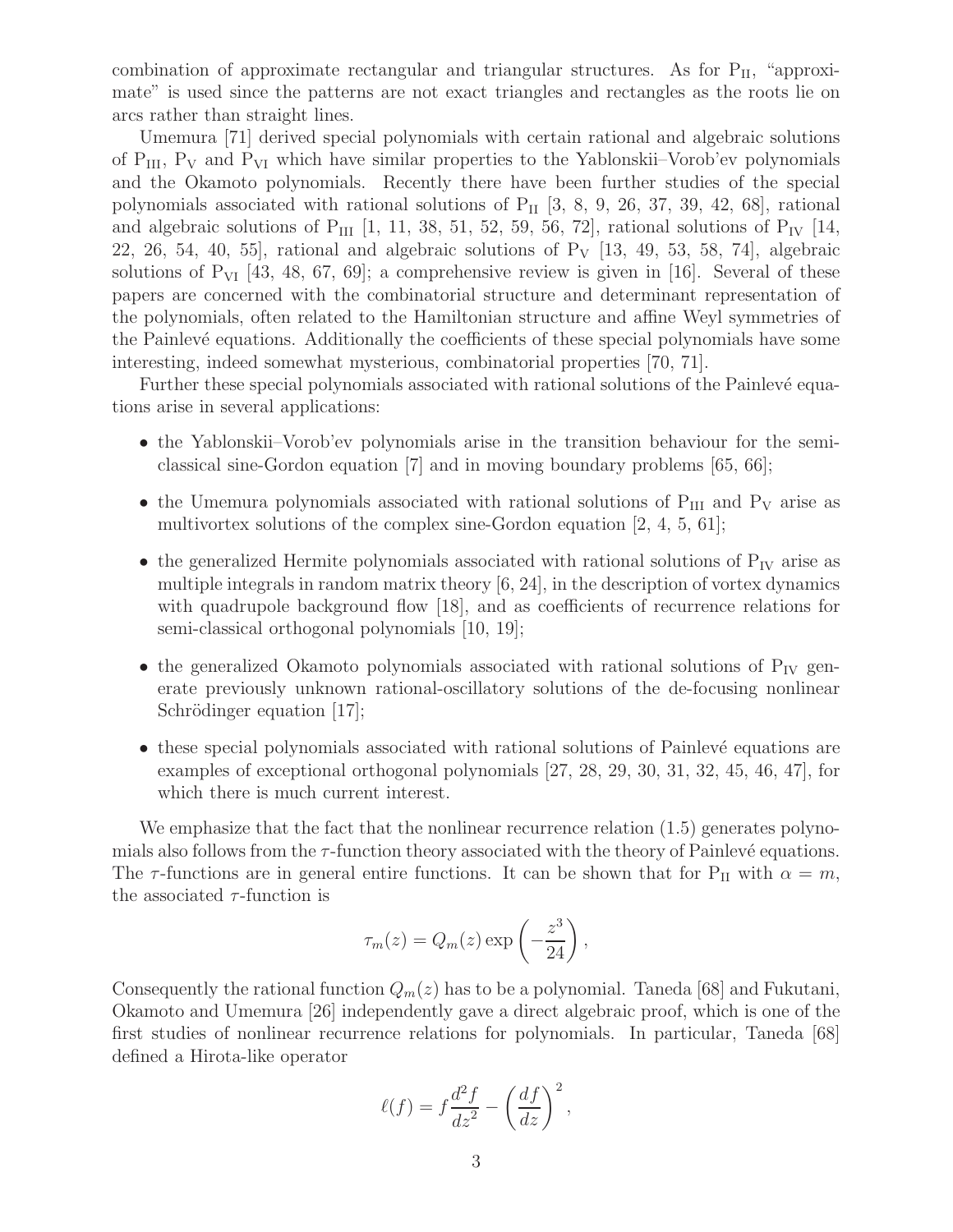combination of approximate rectangular and triangular structures. As for $\mathrm{P_{II}}$, "approximate" is used since the patterns are not exact triangles and rectangles as the roots lie on arcs rather than straight lines.

Umemura [71] derived special polynomials with certain rational and algebraic solutions of $\mathrm{P_{III}}$, $\mathrm{P_{V}}$ and $\mathrm{P_{VI}}$ which have similar properties to the Yablonskii–Vorob'ev polynomials and the Okamoto polynomials. Recently there have been further studies of the special polynomials associated with rational solutions of $\mathrm{P_{II}}$ [3, 8, 9, 26, 37, 39, 42, 68], rational and algebraic solutions of $\mathrm{P_{III}}$ [1, 11, 38, 51, 52, 59, 56, 72], rational solutions of $\mathrm{P_{IV}}$ [14, 22, 26, 54, 40, 55], rational and algebraic solutions of $\mathrm{P_{V}}$ [13, 49, 53, 58, 74], algebraic solutions of $\mathrm{P_{VI}}$ [43, 48, 67, 69]; a comprehensive review is given in [16]. Several of these papers are concerned with the combinatorial structure and determinant representation of the polynomials, often related to the Hamiltonian structure and affine Weyl symmetries of the Painlevé equations. Additionally the coefficients of these special polynomials have some interesting, indeed somewhat mysterious, combinatorial properties [70, 71].

Further these special polynomials associated with rational solutions of the Painlevé equations arise in several applications:

- the Yablonskii–Vorob'ev polynomials arise in the transition behaviour for the semi-classical sine-Gordon equation [7] and in moving boundary problems [65, 66];
- the Umemura polynomials associated with rational solutions of $\mathrm{P_{III}}$ and $\mathrm{P_{V}}$ arise as multivortex solutions of the complex sine-Gordon equation [2, 4, 5, 61];
- the generalized Hermite polynomials associated with rational solutions of $\mathrm{P_{IV}}$ arise as multiple integrals in random matrix theory [6, 24], in the description of vortex dynamics with quadrupole background flow [18], and as coefficients of recurrence relations for semi-classical orthogonal polynomials [10, 19];
- the generalized Okamoto polynomials associated with rational solutions of $\mathrm{P_{IV}}$ generate previously unknown rational-oscillatory solutions of the de-focusing nonlinear Schrödinger equation [17];
- these special polynomials associated with rational solutions of Painlevé equations are examples of exceptional orthogonal polynomials [27, 28, 29, 30, 31, 32, 45, 46, 47], for which there is much current interest.

We emphasize that the fact that the nonlinear recurrence relation (1.5) generates polynomials also follows from the $\tau$-function theory associated with the theory of Painlevé equations. The $\tau$-functions are in general entire functions. It can be shown that for $\mathrm{P_{II}}$ with $\alpha = m$, the associated $\tau$-function is

$$\tau_m(z) = Q_m(z) \exp\left(-\frac{z^3}{24}\right),$$

Consequently the rational function $Q_m(z)$ has to be a polynomial. Taneda [68] and Fukutani, Okamoto and Umemura [26] independently gave a direct algebraic proof, which is one of the first studies of nonlinear recurrence relations for polynomials. In particular, Taneda [68] defined a Hirota-like operator

$$\ell(f) = f\frac{d^2 f}{dz^2} - \left(\frac{df}{dz}\right)^2,$$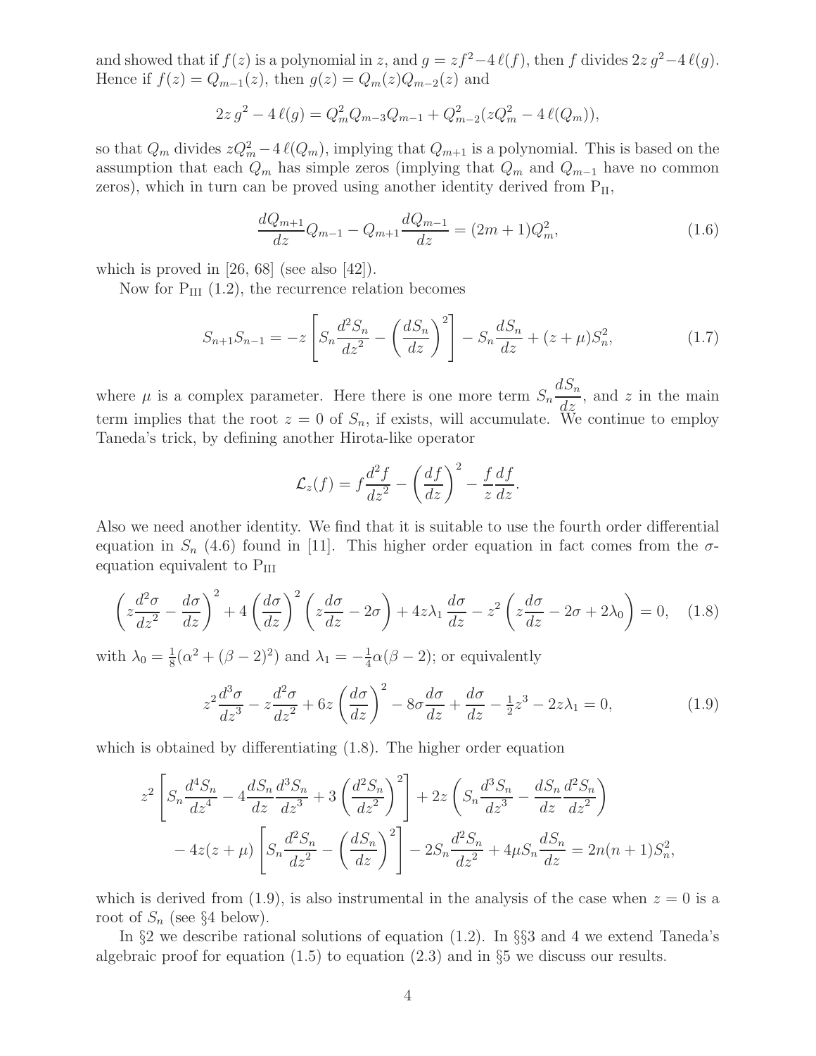and showed that if $f(z)$ is a polynomial in $z$, and $g = zf^2 - 4\,\ell(f)$, then $f$ divides $2z\,g^2 - 4\,\ell(g)$. Hence if $f(z) = Q_{m-1}(z)$, then $g(z) = Q_m(z)Q_{m-2}(z)$ and

$$2z\,g^2 - 4\,\ell(g) = Q_m^2 Q_{m-3}Q_{m-1} + Q_{m-2}^2(zQ_m^2 - 4\,\ell(Q_m)),$$

so that $Q_m$ divides $zQ_m^2 - 4\,\ell(Q_m)$, implying that $Q_{m+1}$ is a polynomial. This is based on the assumption that each $Q_m$ has simple zeros (implying that $Q_m$ and $Q_{m-1}$ have no common zeros), which in turn can be proved using another identity derived from $\mathrm{P_{II}}$,

$$\frac{dQ_{m+1}}{dz}Q_{m-1} - Q_{m+1}\frac{dQ_{m-1}}{dz} = (2m+1)Q_m^2, \tag{1.6}$$

which is proved in [26, 68] (see also [42]).

Now for $\mathrm{P_{III}}$ (1.2), the recurrence relation becomes

$$S_{n+1}S_{n-1} = -z\left[S_n\frac{d^2S_n}{dz^2} - \left(\frac{dS_n}{dz}\right)^2\right] - S_n\frac{dS_n}{dz} + (z+\mu)S_n^2, \tag{1.7}$$

where $\mu$ is a complex parameter. Here there is one more term $S_n\dfrac{dS_n}{dz}$, and $z$ in the main term implies that the root $z = 0$ of $S_n$, if exists, will accumulate. We continue to employ Taneda's trick, by defining another Hirota-like operator

$$\mathcal{L}_z(f) = f\frac{d^2f}{dz^2} - \left(\frac{df}{dz}\right)^2 - \frac{f}{z}\frac{df}{dz}.$$

Also we need another identity. We find that it is suitable to use the fourth order differential equation in $S_n$ (4.6) found in [11]. This higher order equation in fact comes from the $\sigma$-equation equivalent to $\mathrm{P_{III}}$

$$\left(z\frac{d^2\sigma}{dz^2} - \frac{d\sigma}{dz}\right)^2 + 4\left(\frac{d\sigma}{dz}\right)^2\left(z\frac{d\sigma}{dz} - 2\sigma\right) + 4z\lambda_1\,\frac{d\sigma}{dz} - z^2\left(z\frac{d\sigma}{dz} - 2\sigma + 2\lambda_0\right) = 0, \tag{1.8}$$

with $\lambda_0 = \frac{1}{8}(\alpha^2 + (\beta-2)^2)$ and $\lambda_1 = -\frac{1}{4}\alpha(\beta-2)$; or equivalently

$$z^2\frac{d^3\sigma}{dz^3} - z\frac{d^2\sigma}{dz^2} + 6z\left(\frac{d\sigma}{dz}\right)^2 - 8\sigma\frac{d\sigma}{dz} + \frac{d\sigma}{dz} - \tfrac{1}{2}z^3 - 2z\lambda_1 = 0, \tag{1.9}$$

which is obtained by differentiating (1.8). The higher order equation

$$\begin{aligned}
z^2&\left[S_n\frac{d^4S_n}{dz^4} - 4\frac{dS_n}{dz}\frac{d^3S_n}{dz^3} + 3\left(\frac{d^2S_n}{dz^2}\right)^2\right] + 2z\left(S_n\frac{d^3S_n}{dz^3} - \frac{dS_n}{dz}\frac{d^2S_n}{dz^2}\right)\\
&- 4z(z+\mu)\left[S_n\frac{d^2S_n}{dz^2} - \left(\frac{dS_n}{dz}\right)^2\right] - 2S_n\frac{d^2S_n}{dz^2} + 4\mu S_n\frac{dS_n}{dz} = 2n(n+1)S_n^2,
\end{aligned}$$

which is derived from (1.9), is also instrumental in the analysis of the case when $z = 0$ is a root of $S_n$ (see §4 below).

In §2 we describe rational solutions of equation (1.2). In §§3 and 4 we extend Taneda's algebraic proof for equation (1.5) to equation (2.3) and in §5 we discuss our results.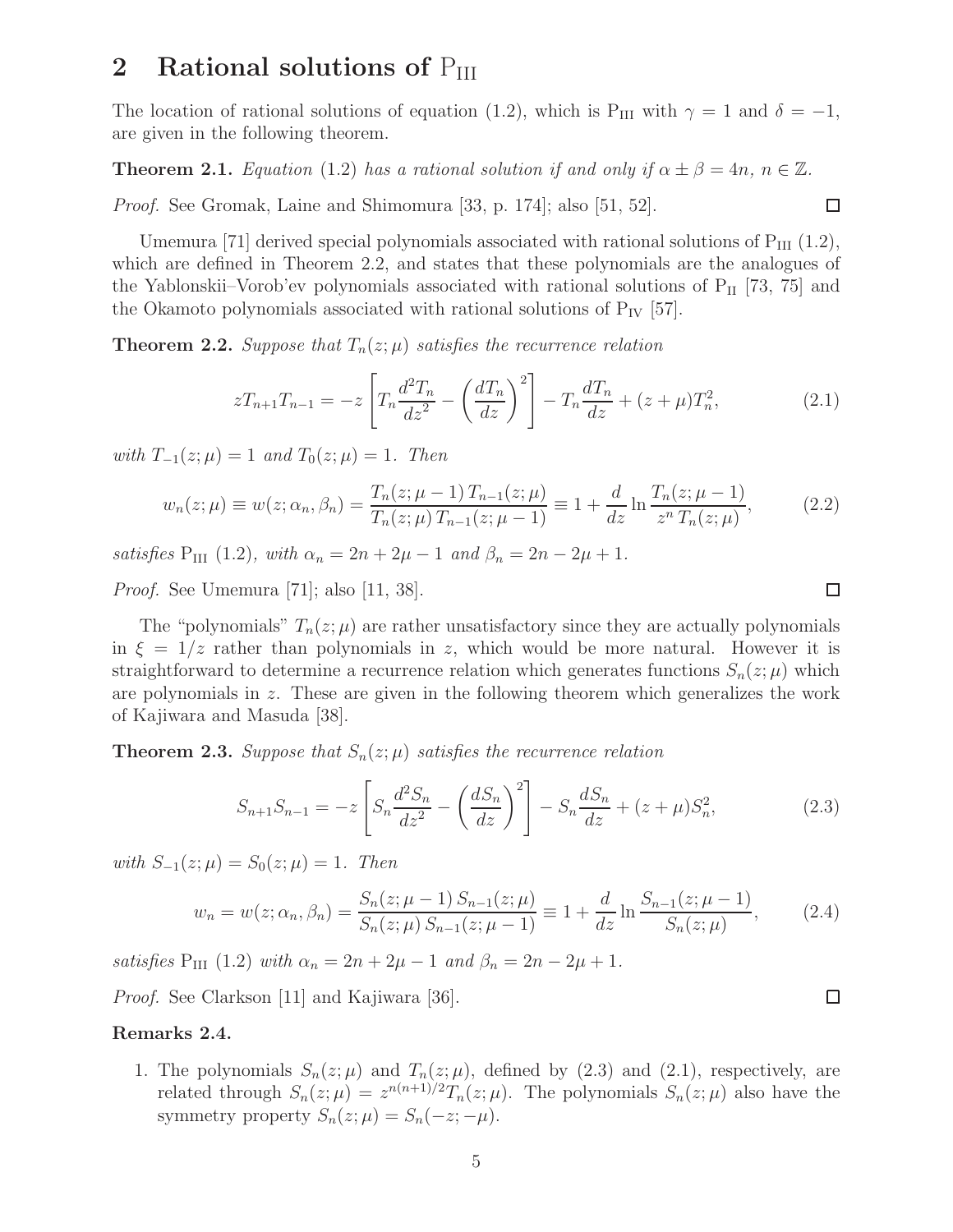## 2 Rational solutions of $\mathrm{P_{III}}$

The location of rational solutions of equation (1.2), which is $\mathrm{P_{III}}$ with $\gamma = 1$ and $\delta = -1$, are given in the following theorem.

**Theorem 2.1.** *Equation* (1.2) *has a rational solution if and only if* $\alpha \pm \beta = 4n$, $n \in \mathbb{Z}$.

*Proof.* See Gromak, Laine and Shimomura [33, p. 174]; also [51, 52]. □

Umemura [71] derived special polynomials associated with rational solutions of $\mathrm{P_{III}}$ (1.2), which are defined in Theorem 2.2, and states that these polynomials are the analogues of the Yablonskii–Vorob'ev polynomials associated with rational solutions of $\mathrm{P_{II}}$ [73, 75] and the Okamoto polynomials associated with rational solutions of $\mathrm{P_{IV}}$ [57].

**Theorem 2.2.** *Suppose that* $T_n(z;\mu)$ *satisfies the recurrence relation*

$$zT_{n+1}T_{n-1} = -z\left[T_n\frac{d^2T_n}{dz^2} - \left(\frac{dT_n}{dz}\right)^2\right] - T_n\frac{dT_n}{dz} + (z+\mu)T_n^2, \tag{2.1}$$

*with* $T_{-1}(z;\mu) = 1$ *and* $T_0(z;\mu) = 1$*. Then*

$$w_n(z;\mu) \equiv w(z;\alpha_n,\beta_n) = \frac{T_n(z;\mu-1)\,T_{n-1}(z;\mu)}{T_n(z;\mu)\,T_{n-1}(z;\mu-1)} \equiv 1 + \frac{d}{dz}\ln\frac{T_n(z;\mu-1)}{z^n\,T_n(z;\mu)}, \tag{2.2}$$

*satisfies* $\mathrm{P_{III}}$ (1.2)*, with* $\alpha_n = 2n+2\mu-1$ *and* $\beta_n = 2n-2\mu+1$.

*Proof.* See Umemura [71]; also [11, 38]. □

The "polynomials" $T_n(z;\mu)$ are rather unsatisfactory since they are actually polynomials in $\xi = 1/z$ rather than polynomials in $z$, which would be more natural. However it is straightforward to determine a recurrence relation which generates functions $S_n(z;\mu)$ which are polynomials in $z$. These are given in the following theorem which generalizes the work of Kajiwara and Masuda [38].

**Theorem 2.3.** *Suppose that* $S_n(z;\mu)$ *satisfies the recurrence relation*

$$S_{n+1}S_{n-1} = -z\left[S_n\frac{d^2S_n}{dz^2} - \left(\frac{dS_n}{dz}\right)^2\right] - S_n\frac{dS_n}{dz} + (z+\mu)S_n^2, \tag{2.3}$$

*with* $S_{-1}(z;\mu) = S_0(z;\mu) = 1$*. Then*

$$w_n = w(z;\alpha_n,\beta_n) = \frac{S_n(z;\mu-1)\,S_{n-1}(z;\mu)}{S_n(z;\mu)\,S_{n-1}(z;\mu-1)} \equiv 1 + \frac{d}{dz}\ln\frac{S_{n-1}(z;\mu-1)}{S_n(z;\mu)}, \tag{2.4}$$

*satisfies* $\mathrm{P_{III}}$ (1.2) *with* $\alpha_n = 2n+2\mu-1$ *and* $\beta_n = 2n-2\mu+1$.

*Proof.* See Clarkson [11] and Kajiwara [36]. □

**Remarks 2.4.**

1. The polynomials $S_n(z;\mu)$ and $T_n(z;\mu)$, defined by (2.3) and (2.1), respectively, are related through $S_n(z;\mu) = z^{n(n+1)/2}T_n(z;\mu)$. The polynomials $S_n(z;\mu)$ also have the symmetry property $S_n(z;\mu) = S_n(-z;-\mu)$.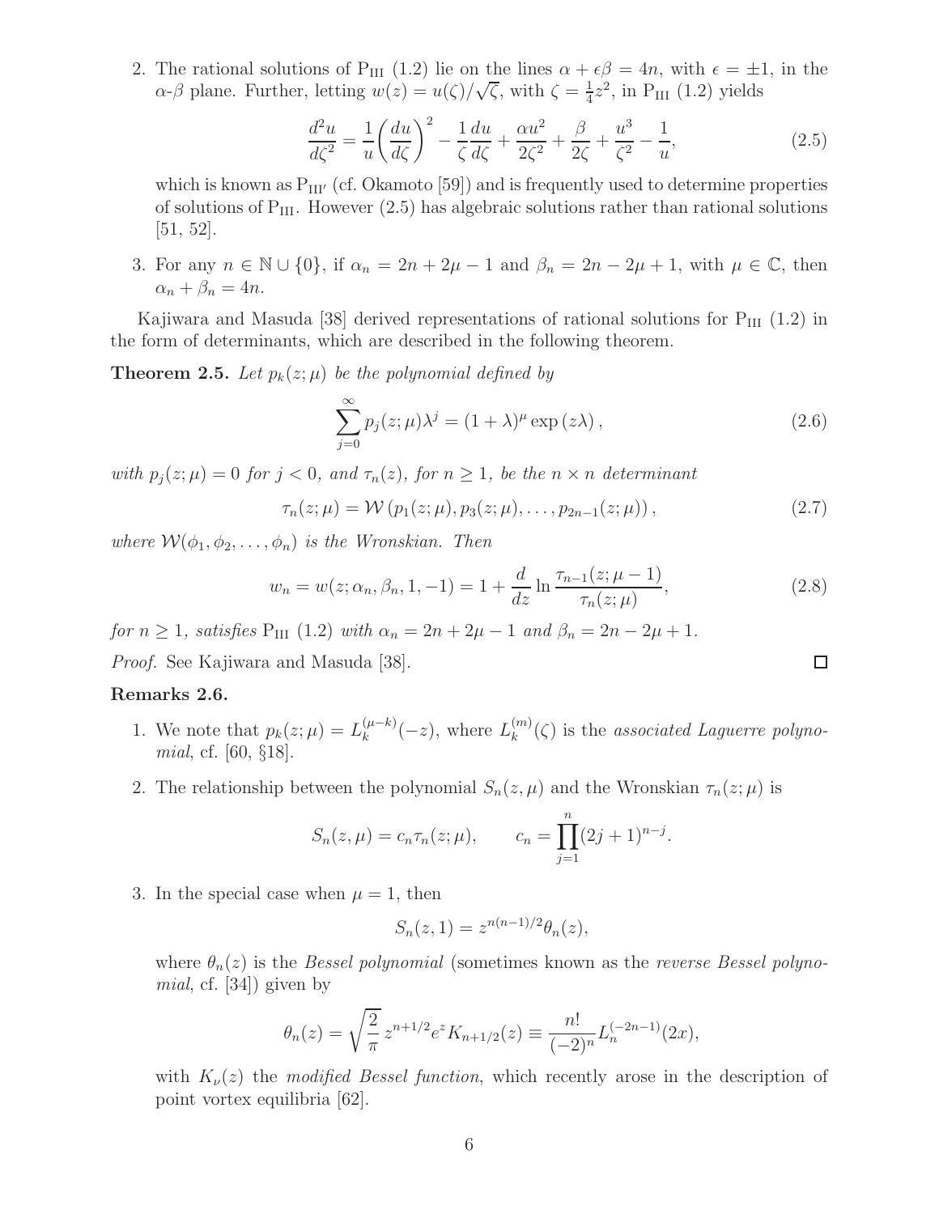2. The rational solutions of $\mathrm{P_{III}}$ (1.2) lie on the lines $\alpha + \epsilon\beta = 4n$, with $\epsilon = \pm 1$, in the $\alpha$-$\beta$ plane. Further, letting $w(z) = u(\zeta)/\sqrt{\zeta}$, with $\zeta = \frac{1}{4}z^2$, in $\mathrm{P_{III}}$ (1.2) yields

$$\frac{d^2u}{d\zeta^2} = \frac{1}{u}\left(\frac{du}{d\zeta}\right)^2 - \frac{1}{\zeta}\frac{du}{d\zeta} + \frac{\alpha u^2}{2\zeta^2} + \frac{\beta}{2\zeta} + \frac{u^3}{\zeta^2} - \frac{1}{u}, \tag{2.5}$$

which is known as $\mathrm{P_{III'}}$ (cf. Okamoto [59]) and is frequently used to determine properties of solutions of $\mathrm{P_{III}}$. However (2.5) has algebraic solutions rather than rational solutions [51, 52].

3. For any $n \in \mathbb{N} \cup \{0\}$, if $\alpha_n = 2n + 2\mu - 1$ and $\beta_n = 2n - 2\mu + 1$, with $\mu \in \mathbb{C}$, then $\alpha_n + \beta_n = 4n$.

Kajiwara and Masuda [38] derived representations of rational solutions for $\mathrm{P_{III}}$ (1.2) in the form of determinants, which are described in the following theorem.

**Theorem 2.5.** *Let $p_k(z;\mu)$ be the polynomial defined by*

$$\sum_{j=0}^{\infty} p_j(z;\mu)\lambda^j = (1+\lambda)^{\mu} \exp(z\lambda), \tag{2.6}$$

*with $p_j(z;\mu) = 0$ for $j < 0$, and $\tau_n(z)$, for $n \geq 1$, be the $n \times n$ determinant*

$$\tau_n(z;\mu) = \mathcal{W}\left(p_1(z;\mu), p_3(z;\mu), \ldots, p_{2n-1}(z;\mu)\right), \tag{2.7}$$

*where $\mathcal{W}(\phi_1, \phi_2, \ldots, \phi_n)$ is the Wronskian. Then*

$$w_n = w(z;\alpha_n,\beta_n,1,-1) = 1 + \frac{d}{dz}\ln\frac{\tau_{n-1}(z;\mu-1)}{\tau_n(z;\mu)}, \tag{2.8}$$

*for $n \geq 1$, satisfies $\mathrm{P_{III}}$ (1.2) with $\alpha_n = 2n + 2\mu - 1$ and $\beta_n = 2n - 2\mu + 1$.*

*Proof.* See Kajiwara and Masuda [38]. □

**Remarks 2.6.**

1. We note that $p_k(z;\mu) = L_k^{(\mu-k)}(-z)$, where $L_k^{(m)}(\zeta)$ is the *associated Laguerre polynomial*, cf. [60, §18].

2. The relationship between the polynomial $S_n(z,\mu)$ and the Wronskian $\tau_n(z;\mu)$ is

$$S_n(z,\mu) = c_n\tau_n(z;\mu), \qquad c_n = \prod_{j=1}^{n}(2j+1)^{n-j}.$$

3. In the special case when $\mu = 1$, then

$$S_n(z,1) = z^{n(n-1)/2}\theta_n(z),$$

where $\theta_n(z)$ is the *Bessel polynomial* (sometimes known as the *reverse Bessel polynomial*, cf. [34]) given by

$$\theta_n(z) = \sqrt{\frac{2}{\pi}}\, z^{n+1/2} e^z K_{n+1/2}(z) \equiv \frac{n!}{(-2)^n} L_n^{(-2n-1)}(2x),$$

with $K_\nu(z)$ the *modified Bessel function*, which recently arose in the description of point vortex equilibria [62].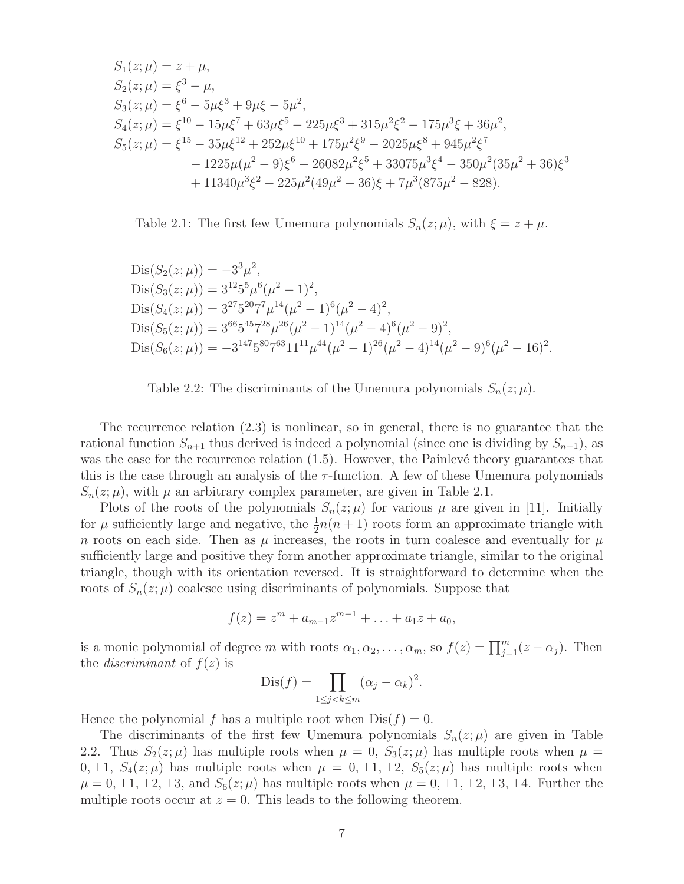$$
\begin{aligned}
S_1(z;\mu) &= z+\mu,\\
S_2(z;\mu) &= \xi^3-\mu,\\
S_3(z;\mu) &= \xi^6-5\mu\xi^3+9\mu\xi-5\mu^2,\\
S_4(z;\mu) &= \xi^{10}-15\mu\xi^7+63\mu\xi^5-225\mu\xi^3+315\mu^2\xi^2-175\mu^3\xi+36\mu^2,\\
S_5(z;\mu) &= \xi^{15}-35\mu\xi^{12}+252\mu\xi^{10}+175\mu^2\xi^9-2025\mu\xi^8+945\mu^2\xi^7\\
&\quad -1225\mu(\mu^2-9)\xi^6-26082\mu^2\xi^5+33075\mu^3\xi^4-350\mu^2(35\mu^2+36)\xi^3\\
&\quad +11340\mu^3\xi^2-225\mu^2(49\mu^2-36)\xi+7\mu^3(875\mu^2-828).
\end{aligned}
$$

Table 2.1: The first few Umemura polynomials $S_n(z;\mu)$, with $\xi = z+\mu$.

$$
\begin{aligned}
\mathrm{Dis}(S_2(z;\mu)) &= -3^3\mu^2,\\
\mathrm{Dis}(S_3(z;\mu)) &= 3^{12}5^5\mu^6(\mu^2-1)^2,\\
\mathrm{Dis}(S_4(z;\mu)) &= 3^{27}5^{20}7^7\mu^{14}(\mu^2-1)^6(\mu^2-4)^2,\\
\mathrm{Dis}(S_5(z;\mu)) &= 3^{66}5^{45}7^{28}\mu^{26}(\mu^2-1)^{14}(\mu^2-4)^6(\mu^2-9)^2,\\
\mathrm{Dis}(S_6(z;\mu)) &= -3^{147}5^{80}7^{63}11^{11}\mu^{44}(\mu^2-1)^{26}(\mu^2-4)^{14}(\mu^2-9)^6(\mu^2-16)^2.
\end{aligned}
$$

Table 2.2: The discriminants of the Umemura polynomials $S_n(z;\mu)$.

The recurrence relation (2.3) is nonlinear, so in general, there is no guarantee that the rational function $S_{n+1}$ thus derived is indeed a polynomial (since one is dividing by $S_{n-1}$), as was the case for the recurrence relation (1.5). However, the Painlevé theory guarantees that this is the case through an analysis of the $\tau$-function. A few of these Umemura polynomials $S_n(z;\mu)$, with $\mu$ an arbitrary complex parameter, are given in Table 2.1.

Plots of the roots of the polynomials $S_n(z;\mu)$ for various $\mu$ are given in [11]. Initially for $\mu$ sufficiently large and negative, the $\frac{1}{2}n(n+1)$ roots form an approximate triangle with $n$ roots on each side. Then as $\mu$ increases, the roots in turn coalesce and eventually for $\mu$ sufficiently large and positive they form another approximate triangle, similar to the original triangle, though with its orientation reversed. It is straightforward to determine when the roots of $S_n(z;\mu)$ coalesce using discriminants of polynomials. Suppose that

$$f(z) = z^m + a_{m-1}z^{m-1} + \ldots + a_1 z + a_0,$$

is a monic polynomial of degree $m$ with roots $\alpha_1, \alpha_2, \ldots, \alpha_m$, so $f(z) = \prod_{j=1}^{m}(z-\alpha_j)$. Then the *discriminant* of $f(z)$ is

$$\mathrm{Dis}(f) = \prod_{1\le j<k\le m}(\alpha_j-\alpha_k)^2.$$

Hence the polynomial $f$ has a multiple root when $\mathrm{Dis}(f)=0$.

The discriminants of the first few Umemura polynomials $S_n(z;\mu)$ are given in Table 2.2. Thus $S_2(z;\mu)$ has multiple roots when $\mu=0$, $S_3(z;\mu)$ has multiple roots when $\mu = 0, \pm1$, $S_4(z;\mu)$ has multiple roots when $\mu = 0, \pm1, \pm2$, $S_5(z;\mu)$ has multiple roots when $\mu = 0, \pm1, \pm2, \pm3$, and $S_6(z;\mu)$ has multiple roots when $\mu = 0, \pm1, \pm2, \pm3, \pm4$. Further the multiple roots occur at $z=0$. This leads to the following theorem.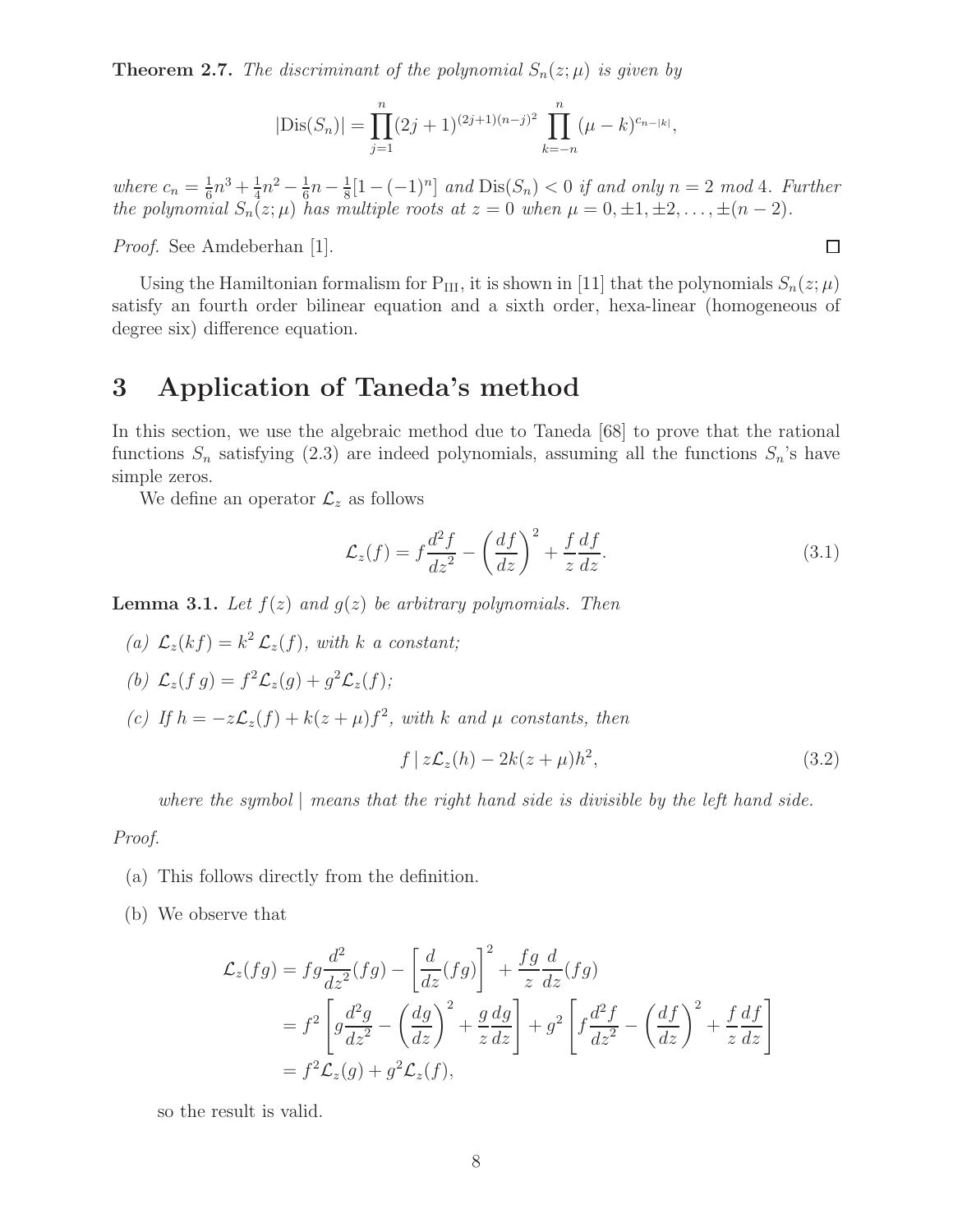**Theorem 2.7.** *The discriminant of the polynomial $S_n(z;\mu)$ is given by*

$$|\mathrm{Dis}(S_n)| = \prod_{j=1}^{n}(2j+1)^{(2j+1)(n-j)^2} \prod_{k=-n}^{n} (\mu-k)^{c_{n-|k|}},$$

*where $c_n = \frac{1}{6}n^3 + \frac{1}{4}n^2 - \frac{1}{6}n - \frac{1}{8}[1-(-1)^n]$ and $\mathrm{Dis}(S_n) < 0$ if and only $n = 2 \bmod 4$. Further the polynomial $S_n(z;\mu)$ has multiple roots at $z = 0$ when $\mu = 0, \pm1, \pm2, \ldots, \pm(n-2)$.*

*Proof.* See Amdeberhan [1]. □

Using the Hamiltonian formalism for $\mathrm{P_{III}}$, it is shown in [11] that the polynomials $S_n(z;\mu)$ satisfy an fourth order bilinear equation and a sixth order, hexa-linear (homogeneous of degree six) difference equation.

# 3 Application of Taneda's method

In this section, we use the algebraic method due to Taneda [68] to prove that the rational functions $S_n$ satisfying (2.3) are indeed polynomials, assuming all the functions $S_n$'s have simple zeros.

We define an operator $\mathcal{L}_z$ as follows

$$\mathcal{L}_z(f) = f\frac{d^2 f}{dz^2} - \left(\frac{df}{dz}\right)^2 + \frac{f}{z}\frac{df}{dz}. \tag{3.1}$$

**Lemma 3.1.** *Let $f(z)$ and $g(z)$ be arbitrary polynomials. Then*

*(a) $\mathcal{L}_z(kf) = k^2\,\mathcal{L}_z(f)$, with $k$ a constant;*

*(b) $\mathcal{L}_z(f\,g) = f^2\mathcal{L}_z(g) + g^2\mathcal{L}_z(f)$;*

*(c) If $h = -z\mathcal{L}_z(f) + k(z+\mu)f^2$, with $k$ and $\mu$ constants, then*

$$f \mid z\mathcal{L}_z(h) - 2k(z+\mu)h^2, \tag{3.2}$$

*where the symbol $\mid$ means that the right hand side is divisible by the left hand side.*

*Proof.*

(a) This follows directly from the definition.

(b) We observe that

$$\begin{aligned}
\mathcal{L}_z(fg) &= fg\frac{d^2}{dz^2}(fg) - \left[\frac{d}{dz}(fg)\right]^2 + \frac{fg}{z}\frac{d}{dz}(fg) \\
&= f^2\left[g\frac{d^2 g}{dz^2} - \left(\frac{dg}{dz}\right)^2 + \frac{g}{z}\frac{dg}{dz}\right] + g^2\left[f\frac{d^2 f}{dz^2} - \left(\frac{df}{dz}\right)^2 + \frac{f}{z}\frac{df}{dz}\right] \\
&= f^2\mathcal{L}_z(g) + g^2\mathcal{L}_z(f),
\end{aligned}$$

so the result is valid.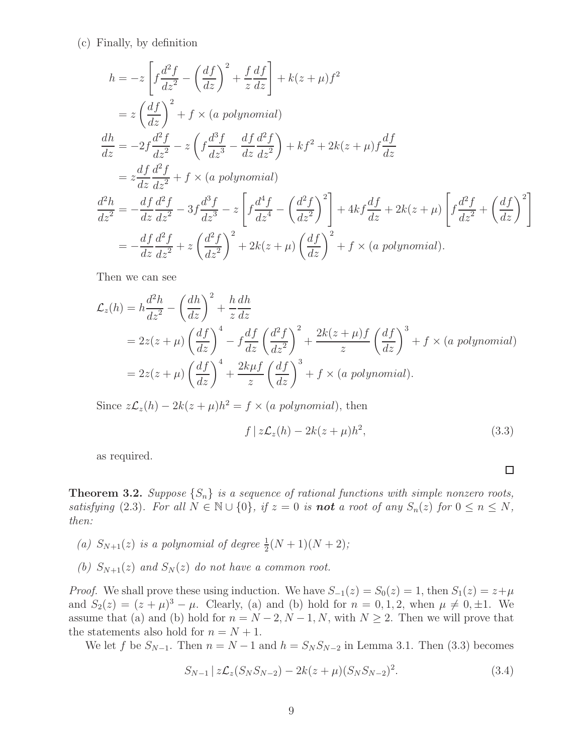(c) Finally, by definition

$$
\begin{aligned}
h &= -z\left[f\frac{d^2f}{dz^2} - \left(\frac{df}{dz}\right)^2 + \frac{f}{z}\frac{df}{dz}\right] + k(z+\mu)f^2 \\
&= z\left(\frac{df}{dz}\right)^2 + f \times (\textit{a polynomial}) \\
\frac{dh}{dz} &= -2f\frac{d^2f}{dz^2} - z\left(f\frac{d^3f}{dz^3} - \frac{df}{dz}\frac{d^2f}{dz^2}\right) + kf^2 + 2k(z+\mu)f\frac{df}{dz} \\
&= z\frac{df}{dz}\frac{d^2f}{dz^2} + f \times (\textit{a polynomial}) \\
\frac{d^2h}{dz^2} &= -\frac{df}{dz}\frac{d^2f}{dz^2} - 3f\frac{d^3f}{dz^3} - z\left[f\frac{d^4f}{dz^4} - \left(\frac{d^2f}{dz^2}\right)^2\right] + 4kf\frac{df}{dz} + 2k(z+\mu)\left[f\frac{d^2f}{dz^2} + \left(\frac{df}{dz}\right)^2\right] \\
&= -\frac{df}{dz}\frac{d^2f}{dz^2} + z\left(\frac{d^2f}{dz^2}\right)^2 + 2k(z+\mu)\left(\frac{df}{dz}\right)^2 + f \times (\textit{a polynomial}).
\end{aligned}
$$

Then we can see

$$
\begin{aligned}
\mathcal{L}_z(h) &= h\frac{d^2h}{dz^2} - \left(\frac{dh}{dz}\right)^2 + \frac{h}{z}\frac{dh}{dz} \\
&= 2z(z+\mu)\left(\frac{df}{dz}\right)^4 - f\frac{df}{dz}\left(\frac{d^2f}{dz^2}\right)^2 + \frac{2k(z+\mu)f}{z}\left(\frac{df}{dz}\right)^3 + f \times (\textit{a polynomial}) \\
&= 2z(z+\mu)\left(\frac{df}{dz}\right)^4 + \frac{2k\mu f}{z}\left(\frac{df}{dz}\right)^3 + f \times (\textit{a polynomial}).
\end{aligned}
$$

Since $z\mathcal{L}_z(h) - 2k(z+\mu)h^2 = f \times (\textit{a polynomial})$, then

$$
f \mid z\mathcal{L}_z(h) - 2k(z+\mu)h^2, \tag{3.3}
$$

as required.

∎

**Theorem 3.2.** *Suppose $\{S_n\}$ is a sequence of rational functions with simple nonzero roots, satisfying* (2.3)*. For all $N \in \mathbb{N} \cup \{0\}$, if $z = 0$ is **not** a root of any $S_n(z)$ for $0 \le n \le N$, then:*

*(a) $S_{N+1}(z)$ is a polynomial of degree $\frac{1}{2}(N+1)(N+2)$;*

*(b) $S_{N+1}(z)$ and $S_N(z)$ do not have a common root.*

*Proof.* We shall prove these using induction. We have $S_{-1}(z) = S_0(z) = 1$, then $S_1(z) = z+\mu$ and $S_2(z) = (z+\mu)^3 - \mu$. Clearly, (a) and (b) hold for $n = 0, 1, 2$, when $\mu \neq 0, \pm 1$. We assume that (a) and (b) hold for $n = N-2, N-1, N$, with $N \ge 2$. Then we will prove that the statements also hold for $n = N+1$.

We let $f$ be $S_{N-1}$. Then $n = N-1$ and $h = S_N S_{N-2}$ in Lemma 3.1. Then (3.3) becomes

$$
S_{N-1} \mid z\mathcal{L}_z(S_N S_{N-2}) - 2k(z+\mu)(S_N S_{N-2})^2. \tag{3.4}
$$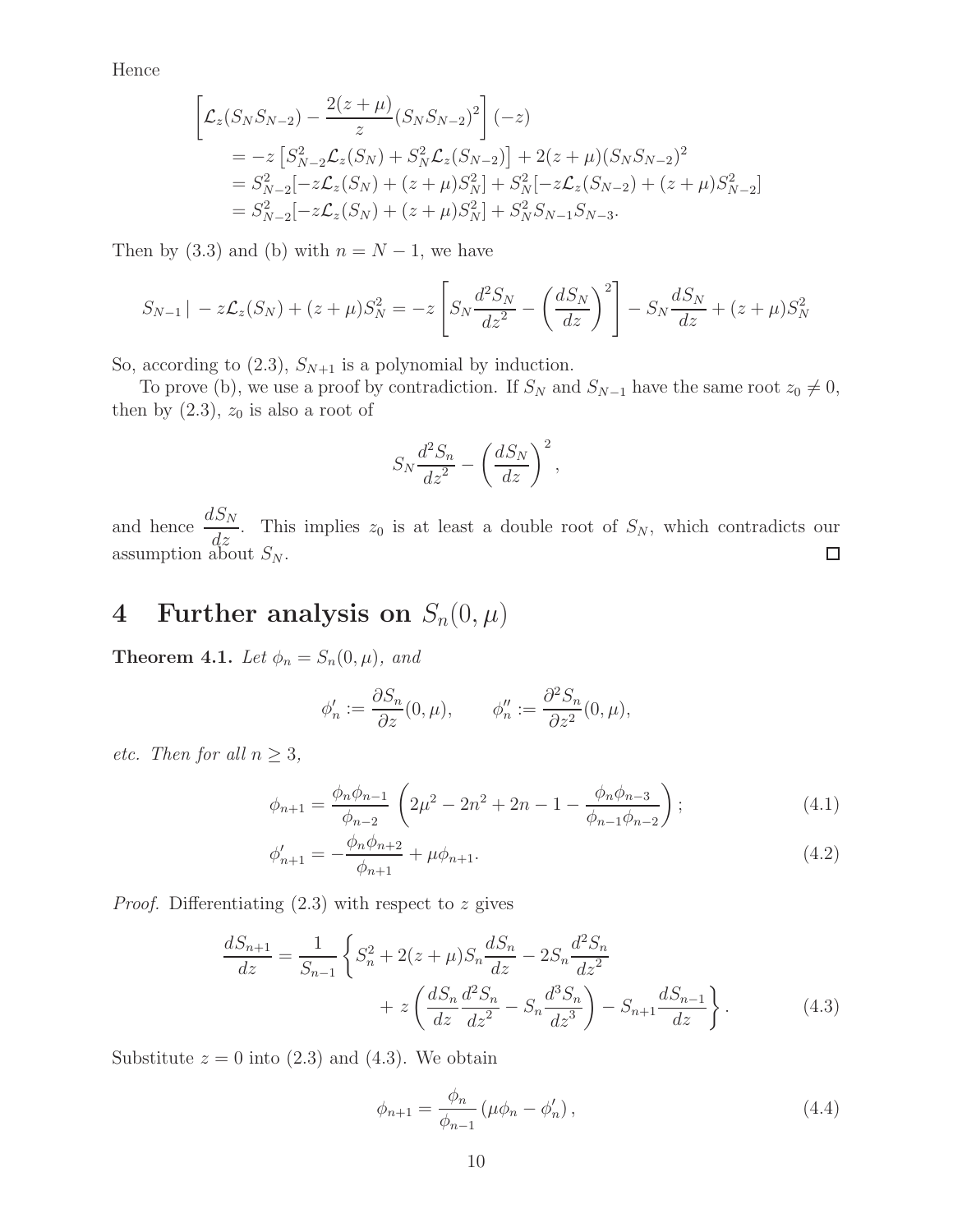Hence

$$
\begin{aligned}
&\left[\mathcal{L}_z(S_N S_{N-2}) - \frac{2(z+\mu)}{z}(S_N S_{N-2})^2\right](-z) \\
&\quad = -z\left[S_{N-2}^2\mathcal{L}_z(S_N) + S_N^2\mathcal{L}_z(S_{N-2})\right] + 2(z+\mu)(S_N S_{N-2})^2 \\
&\quad = S_{N-2}^2[-z\mathcal{L}_z(S_N) + (z+\mu)S_N^2] + S_N^2[-z\mathcal{L}_z(S_{N-2}) + (z+\mu)S_{N-2}^2] \\
&\quad = S_{N-2}^2[-z\mathcal{L}_z(S_N) + (z+\mu)S_N^2] + S_N^2 S_{N-1}S_{N-3}.
\end{aligned}
$$

Then by (3.3) and (b) with $n = N-1$, we have

$$
S_{N-1} \,|\, -z\mathcal{L}_z(S_N) + (z+\mu)S_N^2 = -z\left[S_N\frac{d^2S_N}{dz^2} - \left(\frac{dS_N}{dz}\right)^2\right] - S_N\frac{dS_N}{dz} + (z+\mu)S_N^2
$$

So, according to (2.3), $S_{N+1}$ is a polynomial by induction.

To prove (b), we use a proof by contradiction. If $S_N$ and $S_{N-1}$ have the same root $z_0 \neq 0$, then by (2.3), $z_0$ is also a root of

$$
S_N\frac{d^2S_n}{dz^2} - \left(\frac{dS_N}{dz}\right)^2,
$$

and hence $\dfrac{dS_N}{dz}$. This implies $z_0$ is at least a double root of $S_N$, which contradicts our assumption about $S_N$. $\square$

# 4 Further analysis on $S_n(0, \mu)$

**Theorem 4.1.** *Let $\phi_n = S_n(0,\mu)$, and*

$$
\phi_n' := \frac{\partial S_n}{\partial z}(0,\mu), \qquad \phi_n'' := \frac{\partial^2 S_n}{\partial z^2}(0,\mu),
$$

*etc. Then for all $n \geq 3$,*

$$
\phi_{n+1} = \frac{\phi_n\phi_{n-1}}{\phi_{n-2}}\left(2\mu^2 - 2n^2 + 2n - 1 - \frac{\phi_n\phi_{n-3}}{\phi_{n-1}\phi_{n-2}}\right); \tag{4.1}
$$

$$
\phi_{n+1}' = -\frac{\phi_n\phi_{n+2}}{\phi_{n+1}} + \mu\phi_{n+1}. \tag{4.2}
$$

*Proof.* Differentiating (2.3) with respect to $z$ gives

$$
\begin{aligned}
\frac{dS_{n+1}}{dz} = \frac{1}{S_{n-1}}\Bigg\{ & S_n^2 + 2(z+\mu)S_n\frac{dS_n}{dz} - 2S_n\frac{d^2S_n}{dz^2} \\
& + z\left(\frac{dS_n}{dz}\frac{d^2S_n}{dz^2} - S_n\frac{d^3S_n}{dz^3}\right) - S_{n+1}\frac{dS_{n-1}}{dz}\Bigg\}.
\end{aligned} \tag{4.3}
$$

Substitute $z = 0$ into (2.3) and (4.3). We obtain

$$
\phi_{n+1} = \frac{\phi_n}{\phi_{n-1}}\left(\mu\phi_n - \phi_n'\right), \tag{4.4}
$$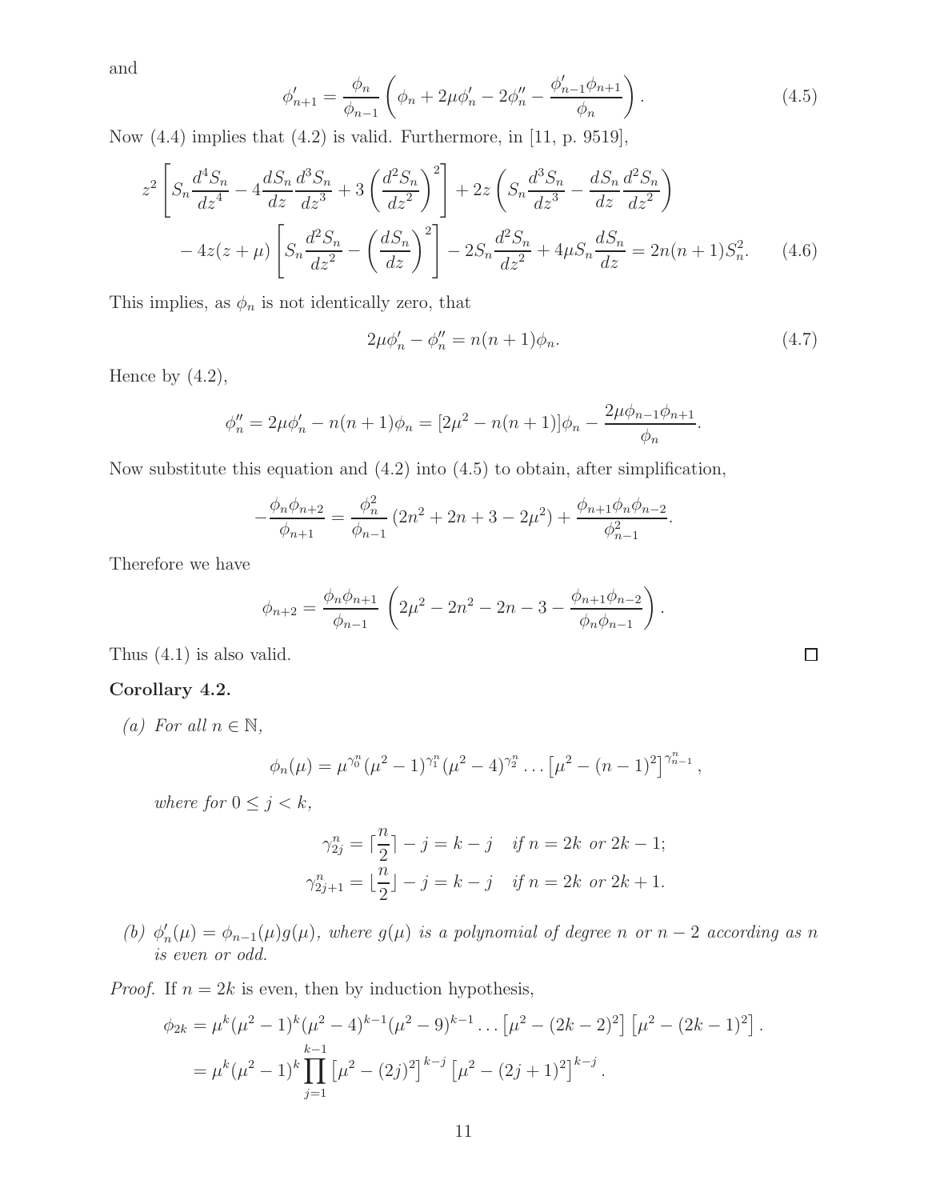and

$$\phi'_{n+1} = \frac{\phi_n}{\phi_{n-1}} \left( \phi_n + 2\mu\phi'_n - 2\phi''_n - \frac{\phi'_{n-1}\phi_{n+1}}{\phi_n} \right). \tag{4.5}$$

Now (4.4) implies that (4.2) is valid. Furthermore, in [11, p. 9519],

$$\begin{aligned} z^2 \left[ S_n \frac{d^4 S_n}{dz^4} - 4 \frac{dS_n}{dz}\frac{d^3 S_n}{dz^3} + 3\left(\frac{d^2 S_n}{dz^2}\right)^2 \right] + 2z \left( S_n \frac{d^3 S_n}{dz^3} - \frac{dS_n}{dz}\frac{d^2 S_n}{dz^2} \right) \\ - 4z(z+\mu)\left[ S_n \frac{d^2 S_n}{dz^2} - \left(\frac{dS_n}{dz}\right)^2 \right] - 2S_n \frac{d^2 S_n}{dz^2} + 4\mu S_n \frac{dS_n}{dz} = 2n(n+1)S_n^2. \end{aligned} \tag{4.6}$$

This implies, as $\phi_n$ is not identically zero, that

$$2\mu\phi'_n - \phi''_n = n(n+1)\phi_n. \tag{4.7}$$

Hence by (4.2),

$$\phi''_n = 2\mu\phi'_n - n(n+1)\phi_n = [2\mu^2 - n(n+1)]\phi_n - \frac{2\mu\phi_{n-1}\phi_{n+1}}{\phi_n}.$$

Now substitute this equation and (4.2) into (4.5) to obtain, after simplification,

$$-\frac{\phi_n\phi_{n+2}}{\phi_{n+1}} = \frac{\phi_n^2}{\phi_{n-1}}\left(2n^2 + 2n + 3 - 2\mu^2\right) + \frac{\phi_{n+1}\phi_n\phi_{n-2}}{\phi_{n-1}^2}.$$

Therefore we have

$$\phi_{n+2} = \frac{\phi_n\phi_{n+1}}{\phi_{n-1}}\left(2\mu^2 - 2n^2 - 2n - 3 - \frac{\phi_{n+1}\phi_{n-2}}{\phi_n\phi_{n-1}}\right).$$

Thus (4.1) is also valid. $\square$

**Corollary 4.2.**

*(a) For all $n \in \mathbb{N}$,*

$$\phi_n(\mu) = \mu^{\gamma_0^n}(\mu^2 - 1)^{\gamma_1^n}(\mu^2 - 4)^{\gamma_2^n} \dots \left[\mu^2 - (n-1)^2\right]^{\gamma_{n-1}^n},$$

*where for $0 \le j < k$,*

$$\gamma_{2j}^n = \lceil \frac{n}{2} \rceil - j = k - j \quad \textit{if } n = 2k \textit{ or } 2k-1;$$
$$\gamma_{2j+1}^n = \lfloor \frac{n}{2} \rfloor - j = k - j \quad \textit{if } n = 2k \textit{ or } 2k+1.$$

*(b) $\phi'_n(\mu) = \phi_{n-1}(\mu)g(\mu)$, where $g(\mu)$ is a polynomial of degree $n$ or $n-2$ according as $n$ is even or odd.*

*Proof.* If $n = 2k$ is even, then by induction hypothesis,

$$\begin{aligned} \phi_{2k} &= \mu^k(\mu^2 - 1)^k(\mu^2 - 4)^{k-1}(\mu^2 - 9)^{k-1} \dots \left[\mu^2 - (2k-2)^2\right]\left[\mu^2 - (2k-1)^2\right]. \\ &= \mu^k(\mu^2 - 1)^k \prod_{j=1}^{k-1}\left[\mu^2 - (2j)^2\right]^{k-j}\left[\mu^2 - (2j+1)^2\right]^{k-j}. \end{aligned}$$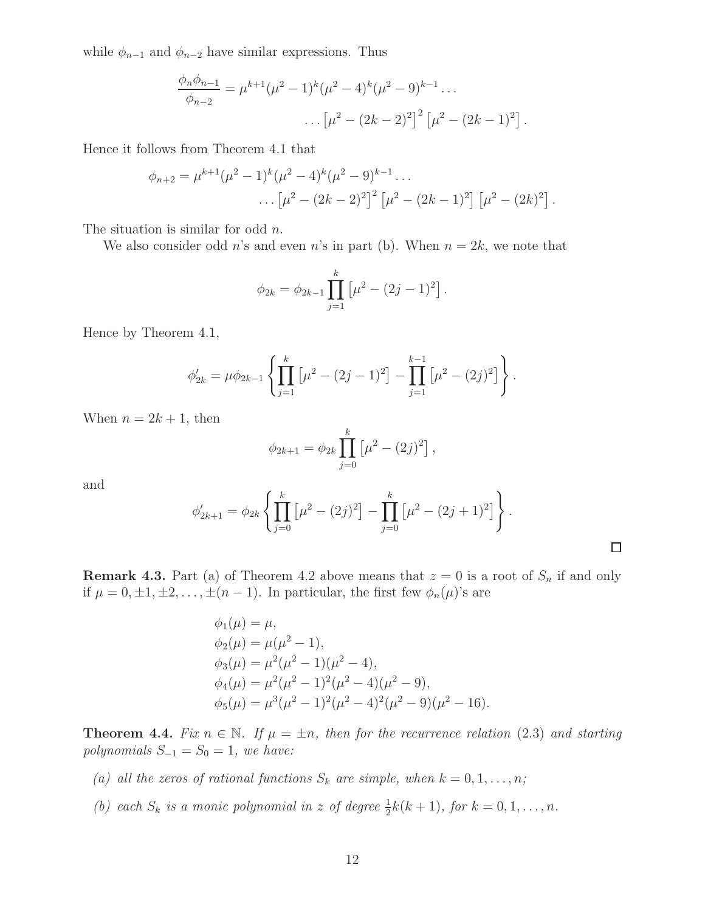while $\phi_{n-1}$ and $\phi_{n-2}$ have similar expressions. Thus

$$\frac{\phi_n \phi_{n-1}}{\phi_{n-2}} = \mu^{k+1}(\mu^2-1)^k(\mu^2-4)^k(\mu^2-9)^{k-1}\dots$$
$$\dots\left[\mu^2-(2k-2)^2\right]^2\left[\mu^2-(2k-1)^2\right].$$

Hence it follows from Theorem 4.1 that

$$\phi_{n+2} = \mu^{k+1}(\mu^2-1)^k(\mu^2-4)^k(\mu^2-9)^{k-1}\dots$$
$$\dots\left[\mu^2-(2k-2)^2\right]^2\left[\mu^2-(2k-1)^2\right]\left[\mu^2-(2k)^2\right].$$

The situation is similar for odd $n$.

We also consider odd $n$'s and even $n$'s in part (b). When $n=2k$, we note that

$$\phi_{2k} = \phi_{2k-1}\prod_{j=1}^{k}\left[\mu^2-(2j-1)^2\right].$$

Hence by Theorem 4.1,

$$\phi'_{2k} = \mu\phi_{2k-1}\left\{\prod_{j=1}^{k}\left[\mu^2-(2j-1)^2\right]-\prod_{j=1}^{k-1}\left[\mu^2-(2j)^2\right]\right\}.$$

When $n=2k+1$, then

$$\phi_{2k+1} = \phi_{2k}\prod_{j=0}^{k}\left[\mu^2-(2j)^2\right],$$

and

$$\phi'_{2k+1} = \phi_{2k}\left\{\prod_{j=0}^{k}\left[\mu^2-(2j)^2\right]-\prod_{j=0}^{k}\left[\mu^2-(2j+1)^2\right]\right\}.$$

□

**Remark 4.3.** Part (a) of Theorem 4.2 above means that $z=0$ is a root of $S_n$ if and only if $\mu = 0, \pm1, \pm2, \dots, \pm(n-1)$. In particular, the first few $\phi_n(\mu)$'s are

$$\begin{aligned}
\phi_1(\mu) &= \mu,\\
\phi_2(\mu) &= \mu(\mu^2-1),\\
\phi_3(\mu) &= \mu^2(\mu^2-1)(\mu^2-4),\\
\phi_4(\mu) &= \mu^2(\mu^2-1)^2(\mu^2-4)(\mu^2-9),\\
\phi_5(\mu) &= \mu^3(\mu^2-1)^2(\mu^2-4)^2(\mu^2-9)(\mu^2-16).
\end{aligned}$$

**Theorem 4.4.** *Fix $n\in\mathbb{N}$. If $\mu=\pm n$, then for the recurrence relation* (2.3) *and starting polynomials $S_{-1}=S_0=1$, we have:*

*(a) all the zeros of rational functions $S_k$ are simple, when $k=0,1,\dots,n$;*

*(b) each $S_k$ is a monic polynomial in $z$ of degree $\frac{1}{2}k(k+1)$, for $k=0,1,\dots,n$.*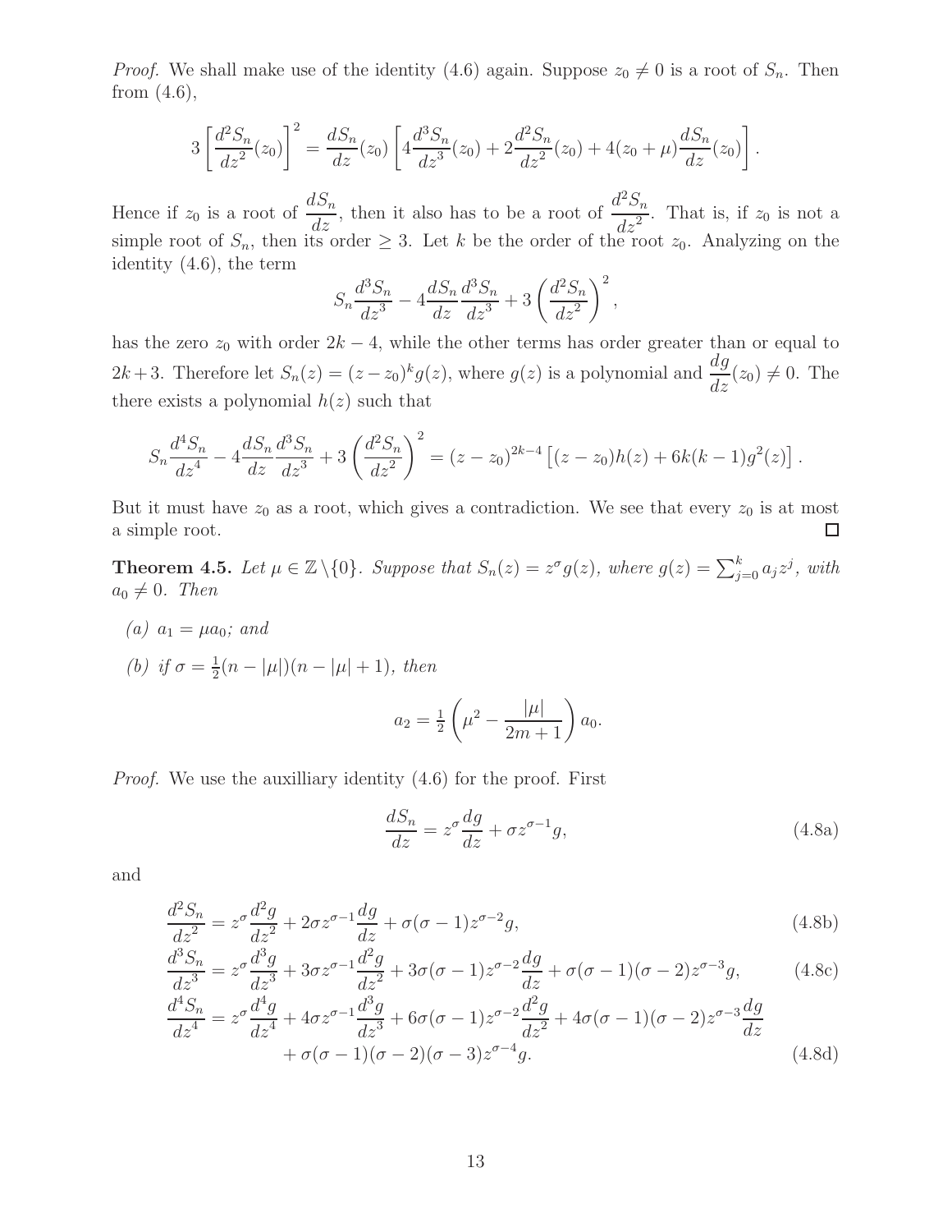*Proof.* We shall make use of the identity (4.6) again. Suppose $z_0 \neq 0$ is a root of $S_n$. Then from (4.6),

$$3\left[\frac{d^2S_n}{dz^2}(z_0)\right]^2 = \frac{dS_n}{dz}(z_0)\left[4\frac{d^3S_n}{dz^3}(z_0) + 2\frac{d^2S_n}{dz^2}(z_0) + 4(z_0+\mu)\frac{dS_n}{dz}(z_0)\right].$$

Hence if $z_0$ is a root of $\dfrac{dS_n}{dz}$, then it also has to be a root of $\dfrac{d^2S_n}{dz^2}$. That is, if $z_0$ is not a simple root of $S_n$, then its order $\geq 3$. Let $k$ be the order of the root $z_0$. Analyzing on the identity (4.6), the term

$$S_n\frac{d^3S_n}{dz^3} - 4\frac{dS_n}{dz}\frac{d^3S_n}{dz^3} + 3\left(\frac{d^2S_n}{dz^2}\right)^2,$$

has the zero $z_0$ with order $2k-4$, while the other terms has order greater than or equal to $2k+3$. Therefore let $S_n(z) = (z-z_0)^k g(z)$, where $g(z)$ is a polynomial and $\dfrac{dg}{dz}(z_0) \neq 0$. The there exists a polynomial $h(z)$ such that

$$S_n\frac{d^4S_n}{dz^4} - 4\frac{dS_n}{dz}\frac{d^3S_n}{dz^3} + 3\left(\frac{d^2S_n}{dz^2}\right)^2 = (z-z_0)^{2k-4}\left[(z-z_0)h(z) + 6k(k-1)g^2(z)\right].$$

But it must have $z_0$ as a root, which gives a contradiction. We see that every $z_0$ is at most a simple root. $\square$

**Theorem 4.5.** *Let $\mu \in \mathbb{Z}\setminus\{0\}$. Suppose that $S_n(z) = z^\sigma g(z)$, where $g(z) = \sum_{j=0}^k a_j z^j$, with $a_0 \neq 0$. Then*

*(a) $a_1 = \mu a_0$; and*

*(b) if $\sigma = \frac{1}{2}(n-|\mu|)(n-|\mu|+1)$, then*

$$a_2 = \tfrac{1}{2}\left(\mu^2 - \frac{|\mu|}{2m+1}\right)a_0.$$

*Proof.* We use the auxilliary identity (4.6) for the proof. First

$$\frac{dS_n}{dz} = z^\sigma\frac{dg}{dz} + \sigma z^{\sigma-1}g, \tag{4.8a}$$

and

$$\frac{d^2S_n}{dz^2} = z^\sigma\frac{d^2g}{dz^2} + 2\sigma z^{\sigma-1}\frac{dg}{dz} + \sigma(\sigma-1)z^{\sigma-2}g, \tag{4.8b}$$

$$\frac{d^3S_n}{dz^3} = z^\sigma\frac{d^3g}{dz^3} + 3\sigma z^{\sigma-1}\frac{d^2g}{dz^2} + 3\sigma(\sigma-1)z^{\sigma-2}\frac{dg}{dz} + \sigma(\sigma-1)(\sigma-2)z^{\sigma-3}g, \tag{4.8c}$$

$$\begin{aligned}\frac{d^4S_n}{dz^4} = {} & z^\sigma\frac{d^4g}{dz^4} + 4\sigma z^{\sigma-1}\frac{d^3g}{dz^3} + 6\sigma(\sigma-1)z^{\sigma-2}\frac{d^2g}{dz^2} + 4\sigma(\sigma-1)(\sigma-2)z^{\sigma-3}\frac{dg}{dz} \\ & + \sigma(\sigma-1)(\sigma-2)(\sigma-3)z^{\sigma-4}g.\end{aligned} \tag{4.8d}$$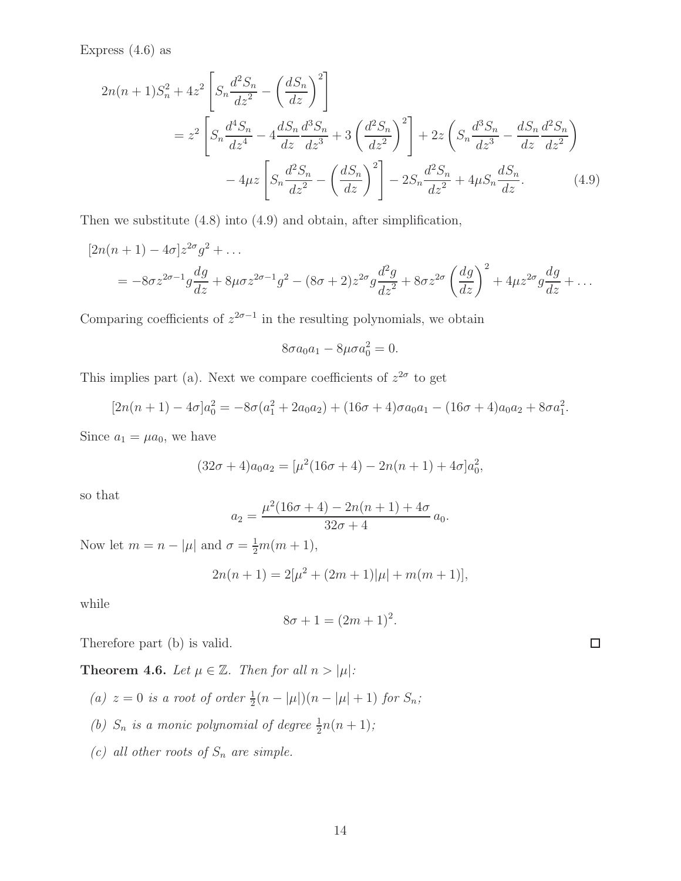Express (4.6) as

$$
\begin{aligned}
2n(n+1)S_n^2 + 4z^2\left[S_n\frac{d^2S_n}{dz^2} - \left(\frac{dS_n}{dz}\right)^2\right]
&= z^2\left[S_n\frac{d^4S_n}{dz^4} - 4\frac{dS_n}{dz}\frac{d^3S_n}{dz^3} + 3\left(\frac{d^2S_n}{dz^2}\right)^2\right] + 2z\left(S_n\frac{d^3S_n}{dz^3} - \frac{dS_n}{dz}\frac{d^2S_n}{dz^2}\right)\\
&\quad - 4\mu z\left[S_n\frac{d^2S_n}{dz^2} - \left(\frac{dS_n}{dz}\right)^2\right] - 2S_n\frac{d^2S_n}{dz^2} + 4\mu S_n\frac{dS_n}{dz}.
\end{aligned}
\tag{4.9}
$$

Then we substitute (4.8) into (4.9) and obtain, after simplification,

$$
\begin{aligned}
&[2n(n+1) - 4\sigma]z^{2\sigma}g^2 + \ldots\\
&\quad = -8\sigma z^{2\sigma-1}g\frac{dg}{dz} + 8\mu\sigma z^{2\sigma-1}g^2 - (8\sigma+2)z^{2\sigma}g\frac{d^2g}{dz^2} + 8\sigma z^{2\sigma}\left(\frac{dg}{dz}\right)^2 + 4\mu z^{2\sigma}g\frac{dg}{dz} + \ldots
\end{aligned}
$$

Comparing coefficients of $z^{2\sigma-1}$ in the resulting polynomials, we obtain

$$
8\sigma a_0 a_1 - 8\mu\sigma a_0^2 = 0.
$$

This implies part (a). Next we compare coefficients of $z^{2\sigma}$ to get

$$
[2n(n+1) - 4\sigma]a_0^2 = -8\sigma(a_1^2 + 2a_0a_2) + (16\sigma+4)\sigma a_0a_1 - (16\sigma+4)a_0a_2 + 8\sigma a_1^2.
$$

Since $a_1 = \mu a_0$, we have

$$
(32\sigma+4)a_0a_2 = [\mu^2(16\sigma+4) - 2n(n+1) + 4\sigma]a_0^2,
$$

so that

$$
a_2 = \frac{\mu^2(16\sigma+4) - 2n(n+1) + 4\sigma}{32\sigma+4}\,a_0.
$$

Now let $m = n - |\mu|$ and $\sigma = \frac{1}{2}m(m+1)$,

$$
2n(n+1) = 2[\mu^2 + (2m+1)|\mu| + m(m+1)],
$$

while

$$
8\sigma + 1 = (2m+1)^2.
$$

Therefore part (b) is valid. □

**Theorem 4.6.** *Let $\mu \in \mathbb{Z}$. Then for all $n > |\mu|$:*

*(a) $z = 0$ is a root of order $\frac{1}{2}(n-|\mu|)(n-|\mu|+1)$ for $S_n$;*

*(b) $S_n$ is a monic polynomial of degree $\frac{1}{2}n(n+1)$;*

*(c) all other roots of $S_n$ are simple.*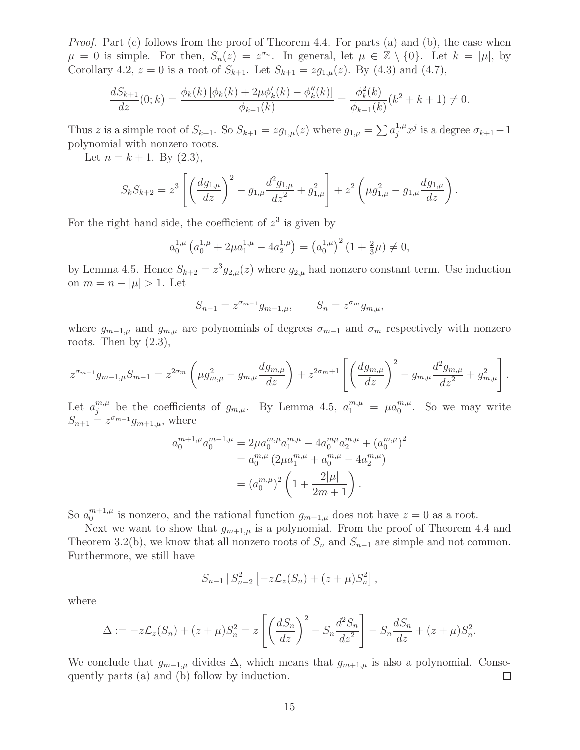*Proof.* Part (c) follows from the proof of Theorem 4.4. For parts (a) and (b), the case when $\mu = 0$ is simple. For then, $S_n(z) = z^{\sigma_n}$. In general, let $\mu \in \mathbb{Z} \setminus \{0\}$. Let $k = |\mu|$, by Corollary 4.2, $z = 0$ is a root of $S_{k+1}$. Let $S_{k+1} = zg_{1,\mu}(z)$. By (4.3) and (4.7),

$$\frac{dS_{k+1}}{dz}(0;k) = \frac{\phi_k(k)\left[\phi_k(k) + 2\mu\phi_k'(k) - \phi_k''(k)\right]}{\phi_{k-1}(k)} = \frac{\phi_k^2(k)}{\phi_{k-1}(k)}(k^2+k+1) \neq 0.$$

Thus $z$ is a simple root of $S_{k+1}$. So $S_{k+1} = zg_{1,\mu}(z)$ where $g_{1,\mu} = \sum a_j^{1,\mu} x^j$ is a degree $\sigma_{k+1} - 1$ polynomial with nonzero roots.

Let $n = k+1$. By (2.3),

$$S_k S_{k+2} = z^3 \left[ \left( \frac{dg_{1,\mu}}{dz} \right)^2 - g_{1,\mu} \frac{d^2 g_{1,\mu}}{dz^2} + g_{1,\mu}^2 \right] + z^2 \left( \mu g_{1,\mu}^2 - g_{1,\mu} \frac{dg_{1,\mu}}{dz} \right).$$

For the right hand side, the coefficient of $z^3$ is given by

$$a_0^{1,\mu}\left(a_0^{1,\mu} + 2\mu a_1^{1,\mu} - 4a_2^{1,\mu}\right) = \left(a_0^{1,\mu}\right)^2 \left(1 + \tfrac{2}{3}\mu\right) \neq 0,$$

by Lemma 4.5. Hence $S_{k+2} = z^3 g_{2,\mu}(z)$ where $g_{2,\mu}$ had nonzero constant term. Use induction on $m = n - |\mu| > 1$. Let

$$S_{n-1} = z^{\sigma_{m-1}} g_{m-1,\mu}, \qquad S_n = z^{\sigma_m} g_{m,\mu},$$

where $g_{m-1,\mu}$ and $g_{m,\mu}$ are polynomials of degrees $\sigma_{m-1}$ and $\sigma_m$ respectively with nonzero roots. Then by (2.3),

$$z^{\sigma_{m-1}} g_{m-1,\mu} S_{m-1} = z^{2\sigma_m}\left( \mu g_{m,\mu}^2 - g_{m,\mu}\frac{dg_{m,\mu}}{dz} \right) + z^{2\sigma_m + 1}\left[ \left( \frac{dg_{m,\mu}}{dz} \right)^2 - g_{m,\mu}\frac{d^2 g_{m,\mu}}{dz^2} + g_{m,\mu}^2 \right].$$

Let $a_j^{m,\mu}$ be the coefficients of $g_{m,\mu}$. By Lemma 4.5, $a_1^{m,\mu} = \mu a_0^{m,\mu}$. So we may write $S_{n+1} = z^{\sigma_{m+1}} g_{m+1,\mu}$, where

$$\begin{aligned}
a_0^{m+1,\mu} a_0^{m-1,\mu} &= 2\mu a_0^{m,\mu} a_1^{m,\mu} - 4 a_0^{m\mu} a_2^{m,\mu} + (a_0^{m,\mu})^2 \\
&= a_0^{m,\mu}\left(2\mu a_1^{m,\mu} + a_0^{m,\mu} - 4a_2^{m,\mu}\right) \\
&= (a_0^{m,\mu})^2 \left( 1 + \frac{2|\mu|}{2m+1} \right).
\end{aligned}$$

So $a_0^{m+1,\mu}$ is nonzero, and the rational function $g_{m+1,\mu}$ does not have $z = 0$ as a root.

Next we want to show that $g_{m+1,\mu}$ is a polynomial. From the proof of Theorem 4.4 and Theorem 3.2(b), we know that all nonzero roots of $S_n$ and $S_{n-1}$ are simple and not common. Furthermore, we still have

$$S_{n-1} \,|\, S_{n-2}^2\left[ -z\mathcal{L}_z(S_n) + (z+\mu)S_n^2 \right],$$

where

$$\Delta := -z\mathcal{L}_z(S_n) + (z+\mu)S_n^2 = z\left[ \left( \frac{dS_n}{dz} \right)^2 - S_n \frac{d^2 S_n}{dz^2} \right] - S_n \frac{dS_n}{dz} + (z+\mu)S_n^2.$$

We conclude that $g_{m-1,\mu}$ divides $\Delta$, which means that $g_{m+1,\mu}$ is also a polynomial. Consequently parts (a) and (b) follow by induction. $\square$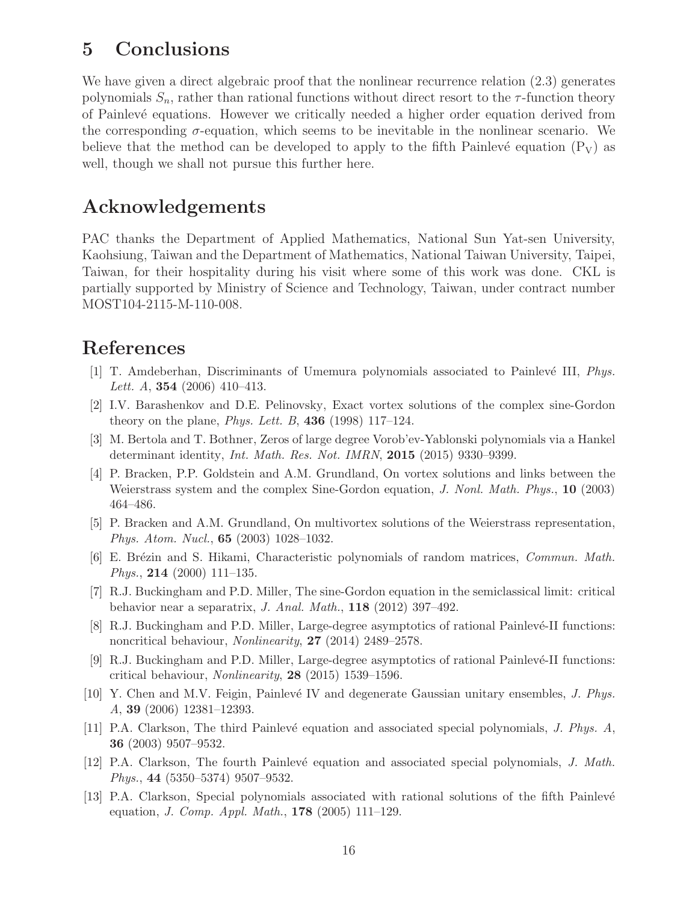## 5 Conclusions

We have given a direct algebraic proof that the nonlinear recurrence relation (2.3) generates polynomials $S_n$, rather than rational functions without direct resort to the $\tau$-function theory of Painlevé equations. However we critically needed a higher order equation derived from the corresponding $\sigma$-equation, which seems to be inevitable in the nonlinear scenario. We believe that the method can be developed to apply to the fifth Painlevé equation ($\mathrm{P_V}$) as well, though we shall not pursue this further here.

## Acknowledgements

PAC thanks the Department of Applied Mathematics, National Sun Yat-sen University, Kaohsiung, Taiwan and the Department of Mathematics, National Taiwan University, Taipei, Taiwan, for their hospitality during his visit where some of this work was done. CKL is partially supported by Ministry of Science and Technology, Taiwan, under contract number MOST104-2115-M-110-008.

## References

[1] T. Amdeberhan, Discriminants of Umemura polynomials associated to Painlevé III, *Phys. Lett. A*, **354** (2006) 410–413.

[2] I.V. Barashenkov and D.E. Pelinovsky, Exact vortex solutions of the complex sine-Gordon theory on the plane, *Phys. Lett. B*, **436** (1998) 117–124.

[3] M. Bertola and T. Bothner, Zeros of large degree Vorob'ev-Yablonski polynomials via a Hankel determinant identity, *Int. Math. Res. Not. IMRN*, **2015** (2015) 9330–9399.

[4] P. Bracken, P.P. Goldstein and A.M. Grundland, On vortex solutions and links between the Weierstrass system and the complex Sine-Gordon equation, *J. Nonl. Math. Phys.*, **10** (2003) 464–486.

[5] P. Bracken and A.M. Grundland, On multivortex solutions of the Weierstrass representation, *Phys. Atom. Nucl.*, **65** (2003) 1028–1032.

[6] E. Brézin and S. Hikami, Characteristic polynomials of random matrices, *Commun. Math. Phys.*, **214** (2000) 111–135.

[7] R.J. Buckingham and P.D. Miller, The sine-Gordon equation in the semiclassical limit: critical behavior near a separatrix, *J. Anal. Math.*, **118** (2012) 397–492.

[8] R.J. Buckingham and P.D. Miller, Large-degree asymptotics of rational Painlevé-II functions: noncritical behaviour, *Nonlinearity*, **27** (2014) 2489–2578.

[9] R.J. Buckingham and P.D. Miller, Large-degree asymptotics of rational Painlevé-II functions: critical behaviour, *Nonlinearity*, **28** (2015) 1539–1596.

[10] Y. Chen and M.V. Feigin, Painlevé IV and degenerate Gaussian unitary ensembles, *J. Phys. A*, **39** (2006) 12381–12393.

[11] P.A. Clarkson, The third Painlevé equation and associated special polynomials, *J. Phys. A*, **36** (2003) 9507–9532.

[12] P.A. Clarkson, The fourth Painlevé equation and associated special polynomials, *J. Math. Phys.*, **44** (5350–5374) 9507–9532.

[13] P.A. Clarkson, Special polynomials associated with rational solutions of the fifth Painlevé equation, *J. Comp. Appl. Math.*, **178** (2005) 111–129.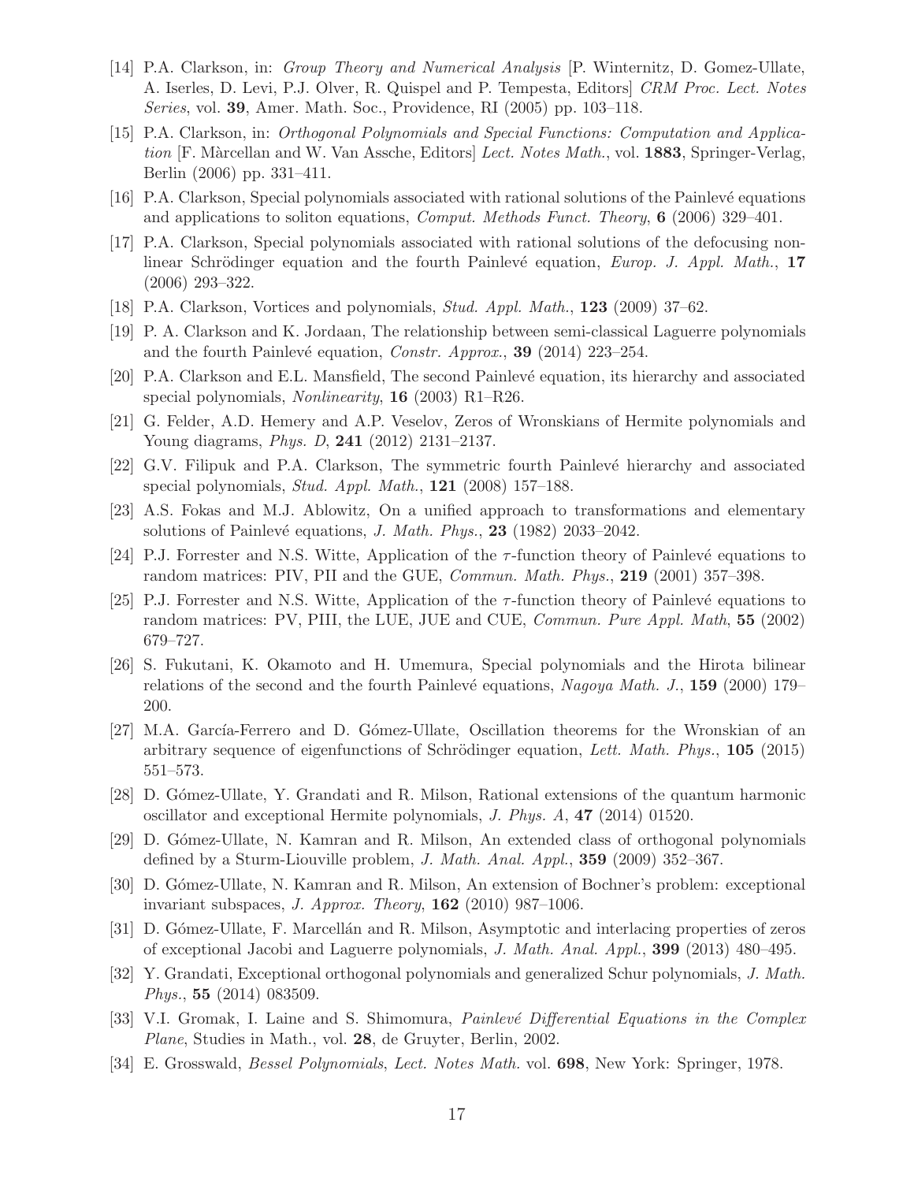[14] P.A. Clarkson, in: *Group Theory and Numerical Analysis* [P. Winternitz, D. Gomez-Ullate, A. Iserles, D. Levi, P.J. Olver, R. Quispel and P. Tempesta, Editors] *CRM Proc. Lect. Notes Series*, vol. **39**, Amer. Math. Soc., Providence, RI (2005) pp. 103–118.

[15] P.A. Clarkson, in: *Orthogonal Polynomials and Special Functions: Computation and Application* [F. Màrcellan and W. Van Assche, Editors] *Lect. Notes Math.*, vol. **1883**, Springer-Verlag, Berlin (2006) pp. 331–411.

[16] P.A. Clarkson, Special polynomials associated with rational solutions of the Painlevé equations and applications to soliton equations, *Comput. Methods Funct. Theory*, **6** (2006) 329–401.

[17] P.A. Clarkson, Special polynomials associated with rational solutions of the defocusing nonlinear Schrödinger equation and the fourth Painlevé equation, *Europ. J. Appl. Math.*, **17** (2006) 293–322.

[18] P.A. Clarkson, Vortices and polynomials, *Stud. Appl. Math.*, **123** (2009) 37–62.

[19] P. A. Clarkson and K. Jordaan, The relationship between semi-classical Laguerre polynomials and the fourth Painlevé equation, *Constr. Approx.*, **39** (2014) 223–254.

[20] P.A. Clarkson and E.L. Mansfield, The second Painlevé equation, its hierarchy and associated special polynomials, *Nonlinearity*, **16** (2003) R1–R26.

[21] G. Felder, A.D. Hemery and A.P. Veselov, Zeros of Wronskians of Hermite polynomials and Young diagrams, *Phys. D*, **241** (2012) 2131–2137.

[22] G.V. Filipuk and P.A. Clarkson, The symmetric fourth Painlevé hierarchy and associated special polynomials, *Stud. Appl. Math.*, **121** (2008) 157–188.

[23] A.S. Fokas and M.J. Ablowitz, On a unified approach to transformations and elementary solutions of Painlevé equations, *J. Math. Phys.*, **23** (1982) 2033–2042.

[24] P.J. Forrester and N.S. Witte, Application of the $\tau$-function theory of Painlevé equations to random matrices: PIV, PII and the GUE, *Commun. Math. Phys.*, **219** (2001) 357–398.

[25] P.J. Forrester and N.S. Witte, Application of the $\tau$-function theory of Painlevé equations to random matrices: PV, PIII, the LUE, JUE and CUE, *Commun. Pure Appl. Math*, **55** (2002) 679–727.

[26] S. Fukutani, K. Okamoto and H. Umemura, Special polynomials and the Hirota bilinear relations of the second and the fourth Painlevé equations, *Nagoya Math. J.*, **159** (2000) 179–200.

[27] M.A. García-Ferrero and D. Gómez-Ullate, Oscillation theorems for the Wronskian of an arbitrary sequence of eigenfunctions of Schrödinger equation, *Lett. Math. Phys.*, **105** (2015) 551–573.

[28] D. Gómez-Ullate, Y. Grandati and R. Milson, Rational extensions of the quantum harmonic oscillator and exceptional Hermite polynomials, *J. Phys. A*, **47** (2014) 01520.

[29] D. Gómez-Ullate, N. Kamran and R. Milson, An extended class of orthogonal polynomials defined by a Sturm-Liouville problem, *J. Math. Anal. Appl.*, **359** (2009) 352–367.

[30] D. Gómez-Ullate, N. Kamran and R. Milson, An extension of Bochner's problem: exceptional invariant subspaces, *J. Approx. Theory*, **162** (2010) 987–1006.

[31] D. Gómez-Ullate, F. Marcellán and R. Milson, Asymptotic and interlacing properties of zeros of exceptional Jacobi and Laguerre polynomials, *J. Math. Anal. Appl.*, **399** (2013) 480–495.

[32] Y. Grandati, Exceptional orthogonal polynomials and generalized Schur polynomials, *J. Math. Phys.*, **55** (2014) 083509.

[33] V.I. Gromak, I. Laine and S. Shimomura, *Painlevé Differential Equations in the Complex Plane*, Studies in Math., vol. **28**, de Gruyter, Berlin, 2002.

[34] E. Grosswald, *Bessel Polynomials*, *Lect. Notes Math.* vol. **698**, New York: Springer, 1978.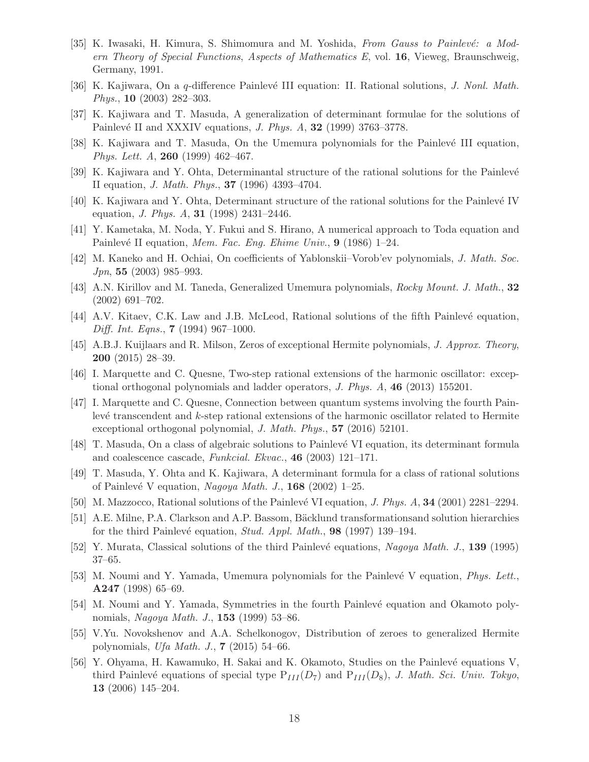[35] K. Iwasaki, H. Kimura, S. Shimomura and M. Yoshida, *From Gauss to Painlevé: a Modern Theory of Special Functions*, *Aspects of Mathematics E*, vol. **16**, Vieweg, Braunschweig, Germany, 1991.

[36] K. Kajiwara, On a $q$-difference Painlevé III equation: II. Rational solutions, *J. Nonl. Math. Phys.*, **10** (2003) 282–303.

[37] K. Kajiwara and T. Masuda, A generalization of determinant formulae for the solutions of Painlevé II and XXXIV equations, *J. Phys. A*, **32** (1999) 3763–3778.

[38] K. Kajiwara and T. Masuda, On the Umemura polynomials for the Painlevé III equation, *Phys. Lett. A*, **260** (1999) 462–467.

[39] K. Kajiwara and Y. Ohta, Determinantal structure of the rational solutions for the Painlevé II equation, *J. Math. Phys.*, **37** (1996) 4393–4704.

[40] K. Kajiwara and Y. Ohta, Determinant structure of the rational solutions for the Painlevé IV equation, *J. Phys. A*, **31** (1998) 2431–2446.

[41] Y. Kametaka, M. Noda, Y. Fukui and S. Hirano, A numerical approach to Toda equation and Painlevé II equation, *Mem. Fac. Eng. Ehime Univ.*, **9** (1986) 1–24.

[42] M. Kaneko and H. Ochiai, On coefficients of Yablonskii–Vorob'ev polynomials, *J. Math. Soc. Jpn*, **55** (2003) 985–993.

[43] A.N. Kirillov and M. Taneda, Generalized Umemura polynomials, *Rocky Mount. J. Math.*, **32** (2002) 691–702.

[44] A.V. Kitaev, C.K. Law and J.B. McLeod, Rational solutions of the fifth Painlevé equation, *Diff. Int. Eqns.*, **7** (1994) 967–1000.

[45] A.B.J. Kuijlaars and R. Milson, Zeros of exceptional Hermite polynomials, *J. Approx. Theory*, **200** (2015) 28–39.

[46] I. Marquette and C. Quesne, Two-step rational extensions of the harmonic oscillator: exceptional orthogonal polynomials and ladder operators, *J. Phys. A*, **46** (2013) 155201.

[47] I. Marquette and C. Quesne, Connection between quantum systems involving the fourth Painlevé transcendent and $k$-step rational extensions of the harmonic oscillator related to Hermite exceptional orthogonal polynomial, *J. Math. Phys.*, **57** (2016) 52101.

[48] T. Masuda, On a class of algebraic solutions to Painlevé VI equation, its determinant formula and coalescence cascade, *Funkcial. Ekvac.*, **46** (2003) 121–171.

[49] T. Masuda, Y. Ohta and K. Kajiwara, A determinant formula for a class of rational solutions of Painlevé V equation, *Nagoya Math. J.*, **168** (2002) 1–25.

[50] M. Mazzocco, Rational solutions of the Painlevé VI equation, *J. Phys. A*, **34** (2001) 2281–2294.

[51] A.E. Milne, P.A. Clarkson and A.P. Bassom, Bäcklund transformationsand solution hierarchies for the third Painlevé equation, *Stud. Appl. Math.*, **98** (1997) 139–194.

[52] Y. Murata, Classical solutions of the third Painlevé equations, *Nagoya Math. J.*, **139** (1995) 37–65.

[53] M. Noumi and Y. Yamada, Umemura polynomials for the Painlevé V equation, *Phys. Lett.*, **A247** (1998) 65–69.

[54] M. Noumi and Y. Yamada, Symmetries in the fourth Painlevé equation and Okamoto polynomials, *Nagoya Math. J.*, **153** (1999) 53–86.

[55] V.Yu. Novokshenov and A.A. Schelkonogov, Distribution of zeroes to generalized Hermite polynomials, *Ufa Math. J.*, **7** (2015) 54–66.

[56] Y. Ohyama, H. Kawamuko, H. Sakai and K. Okamoto, Studies on the Painlevé equations V, third Painlevé equations of special type $\mathrm{P}_{III}(D_7)$ and $\mathrm{P}_{III}(D_8)$, *J. Math. Sci. Univ. Tokyo*, **13** (2006) 145–204.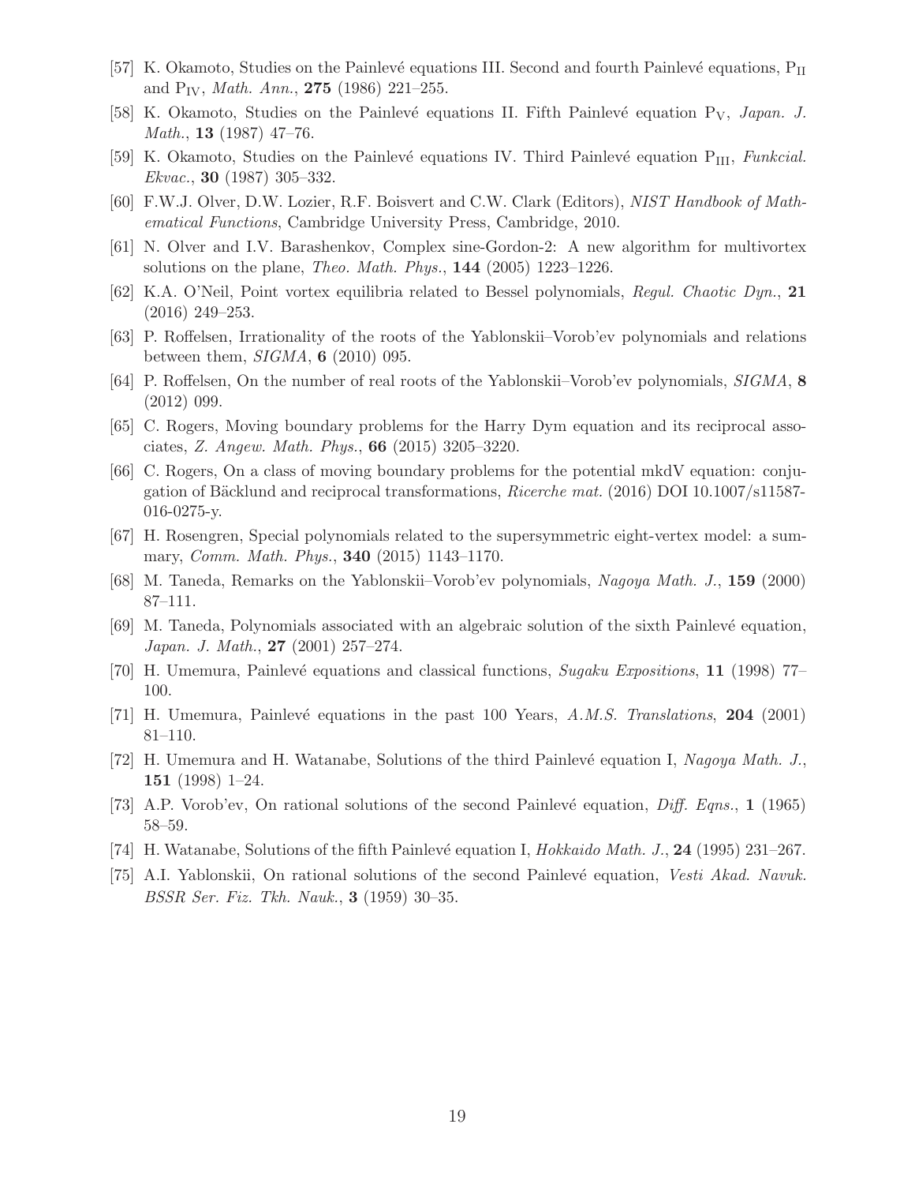[57] K. Okamoto, Studies on the Painlevé equations III. Second and fourth Painlevé equations, $P_{II}$ and $P_{IV}$, *Math. Ann.*, **275** (1986) 221–255.

[58] K. Okamoto, Studies on the Painlevé equations II. Fifth Painlevé equation $P_V$, *Japan. J. Math.*, **13** (1987) 47–76.

[59] K. Okamoto, Studies on the Painlevé equations IV. Third Painlevé equation $P_{III}$, *Funkcial. Ekvac.*, **30** (1987) 305–332.

[60] F.W.J. Olver, D.W. Lozier, R.F. Boisvert and C.W. Clark (Editors), *NIST Handbook of Mathematical Functions*, Cambridge University Press, Cambridge, 2010.

[61] N. Olver and I.V. Barashenkov, Complex sine-Gordon-2: A new algorithm for multivortex solutions on the plane, *Theo. Math. Phys.*, **144** (2005) 1223–1226.

[62] K.A. O'Neil, Point vortex equilibria related to Bessel polynomials, *Regul. Chaotic Dyn.*, **21** (2016) 249–253.

[63] P. Roffelsen, Irrationality of the roots of the Yablonskii–Vorob'ev polynomials and relations between them, *SIGMA*, **6** (2010) 095.

[64] P. Roffelsen, On the number of real roots of the Yablonskii–Vorob'ev polynomials, *SIGMA*, **8** (2012) 099.

[65] C. Rogers, Moving boundary problems for the Harry Dym equation and its reciprocal associates, *Z. Angew. Math. Phys.*, **66** (2015) 3205–3220.

[66] C. Rogers, On a class of moving boundary problems for the potential mkdV equation: conjugation of Bäcklund and reciprocal transformations, *Ricerche mat.* (2016) DOI 10.1007/s11587-016-0275-y.

[67] H. Rosengren, Special polynomials related to the supersymmetric eight-vertex model: a summary, *Comm. Math. Phys.*, **340** (2015) 1143–1170.

[68] M. Taneda, Remarks on the Yablonskii–Vorob'ev polynomials, *Nagoya Math. J.*, **159** (2000) 87–111.

[69] M. Taneda, Polynomials associated with an algebraic solution of the sixth Painlevé equation, *Japan. J. Math.*, **27** (2001) 257–274.

[70] H. Umemura, Painlevé equations and classical functions, *Sugaku Expositions*, **11** (1998) 77–100.

[71] H. Umemura, Painlevé equations in the past 100 Years, *A.M.S. Translations*, **204** (2001) 81–110.

[72] H. Umemura and H. Watanabe, Solutions of the third Painlevé equation I, *Nagoya Math. J.*, **151** (1998) 1–24.

[73] A.P. Vorob'ev, On rational solutions of the second Painlevé equation, *Diff. Eqns.*, **1** (1965) 58–59.

[74] H. Watanabe, Solutions of the fifth Painlevé equation I, *Hokkaido Math. J.*, **24** (1995) 231–267.

[75] A.I. Yablonskii, On rational solutions of the second Painlevé equation, *Vesti Akad. Navuk. BSSR Ser. Fiz. Tkh. Nauk.*, **3** (1959) 30–35.